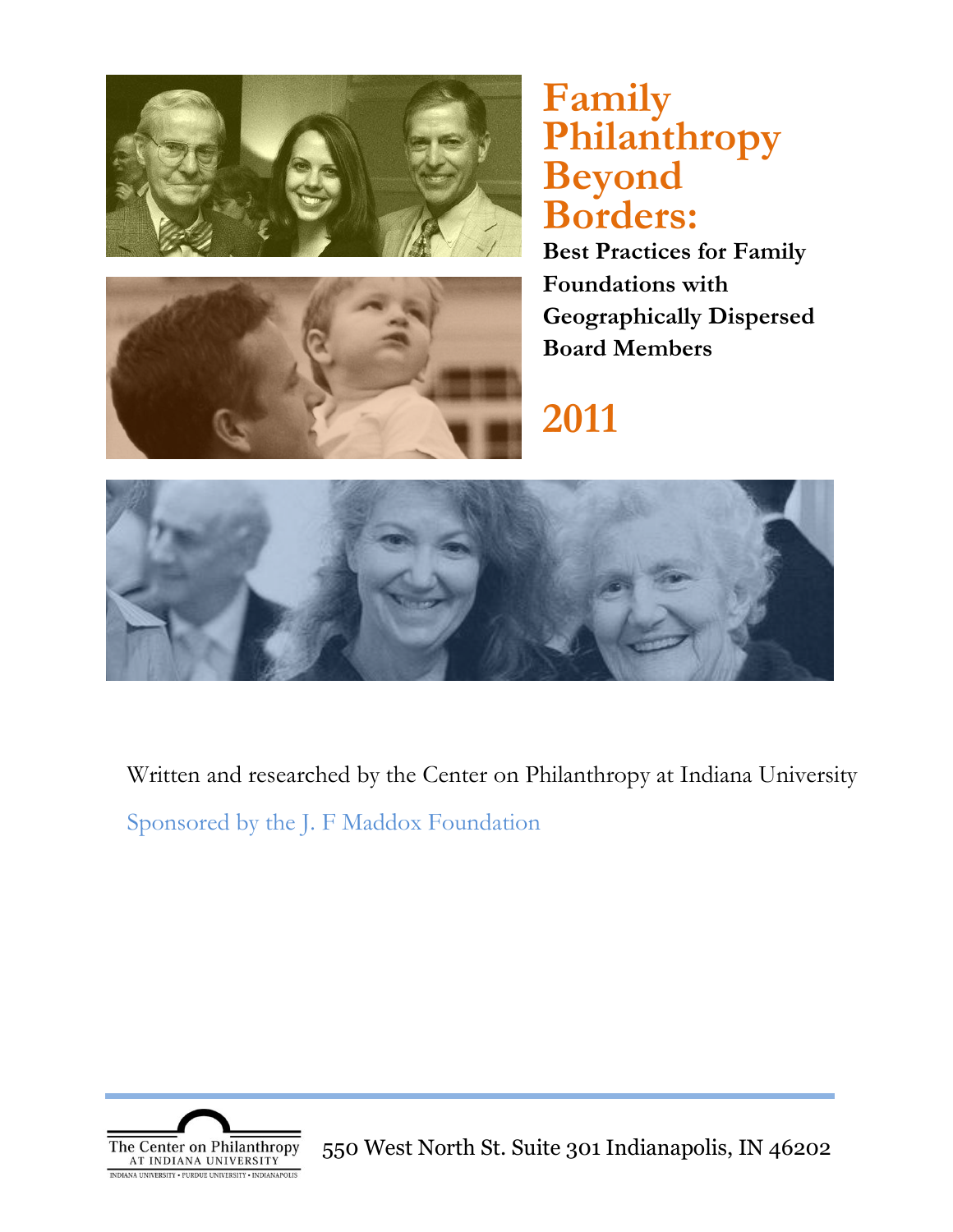# Family Philanthropy Beyond Borders:

## Best Practices for Family Foundations with Geographically Dispersed Board Members

## 2011

Written and researched by the Center on Philanthropy at Indiana University

Sponsored by the J. F Maddox Foundation

The Center on Philanthropy AT INDIANA UNIVERSITY

INDIANA UNIVERSITY • PURDUE UNIVERSITY • INDIANAPOLIS

550 West North St. Suite 301 Indianapolis, IN 46202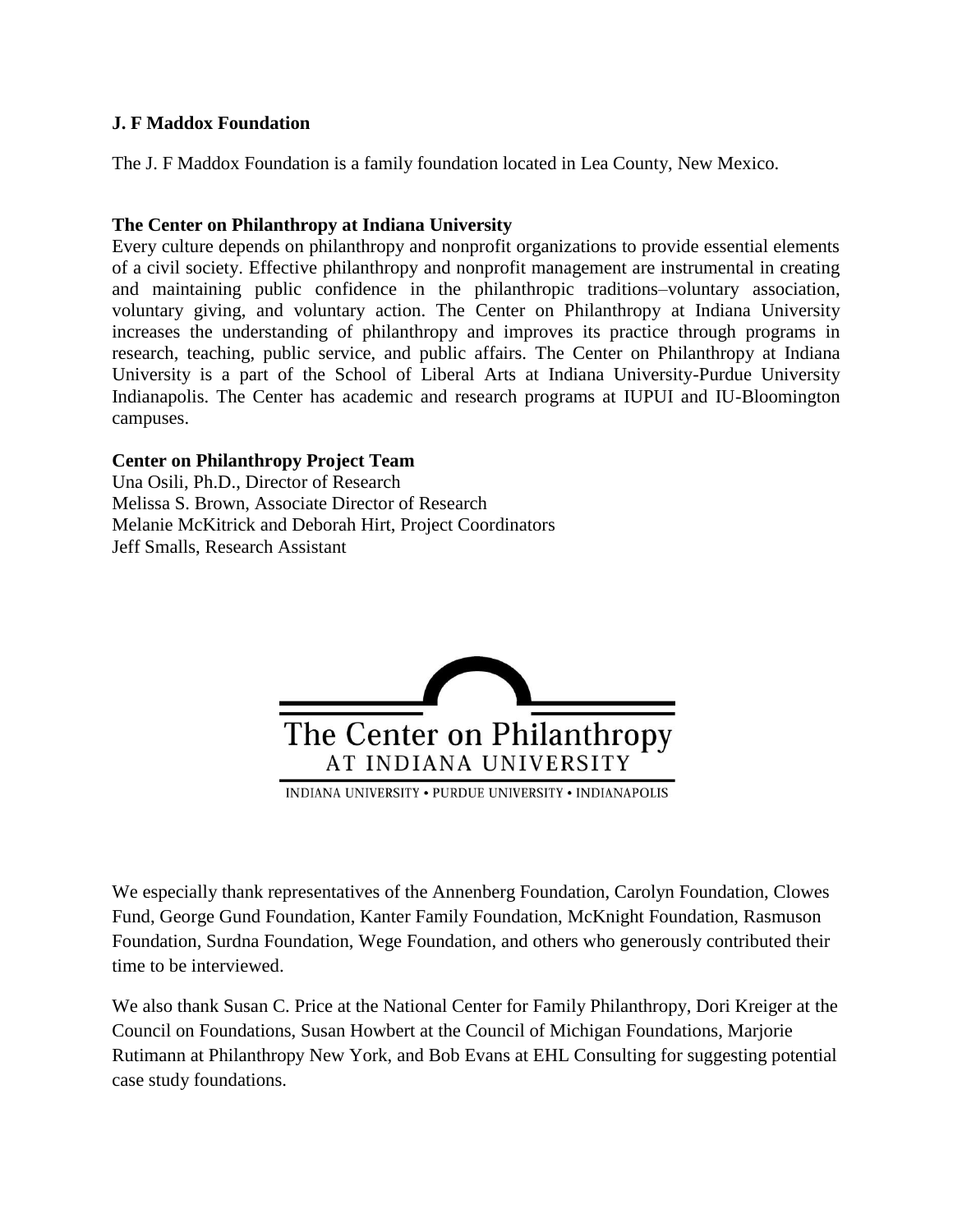**J. F Maddox Foundation**

The J. F Maddox Foundation is a family foundation located in Lea County, New Mexico.

**The Center on Philanthropy at Indiana University**

Every culture depends on philanthropy and nonprofit organizations to provide essential elements of a civil society. Effective philanthropy and nonprofit management are instrumental in creating and maintaining public confidence in the philanthropic traditions–voluntary association, voluntary giving, and voluntary action. The Center on Philanthropy at Indiana University increases the understanding of philanthropy and improves its practice through programs in research, teaching, public service, and public affairs. The Center on Philanthropy at Indiana University is a part of the School of Liberal Arts at Indiana University-Purdue University Indianapolis. The Center has academic and research programs at IUPUI and IU-Bloomington campuses.

**Center on Philanthropy Project Team**

Una Osili, Ph.D., Director of Research
Melissa S. Brown, Associate Director of Research
Melanie McKitrick and Deborah Hirt, Project Coordinators
Jeff Smalls, Research Assistant

The Center on Philanthropy
AT INDIANA UNIVERSITY
INDIANA UNIVERSITY • PURDUE UNIVERSITY • INDIANAPOLIS

We especially thank representatives of the Annenberg Foundation, Carolyn Foundation, Clowes Fund, George Gund Foundation, Kanter Family Foundation, McKnight Foundation, Rasmuson Foundation, Surdna Foundation, Wege Foundation, and others who generously contributed their time to be interviewed.

We also thank Susan C. Price at the National Center for Family Philanthropy, Dori Kreiger at the Council on Foundations, Susan Howbert at the Council of Michigan Foundations, Marjorie Rutimann at Philanthropy New York, and Bob Evans at EHL Consulting for suggesting potential case study foundations.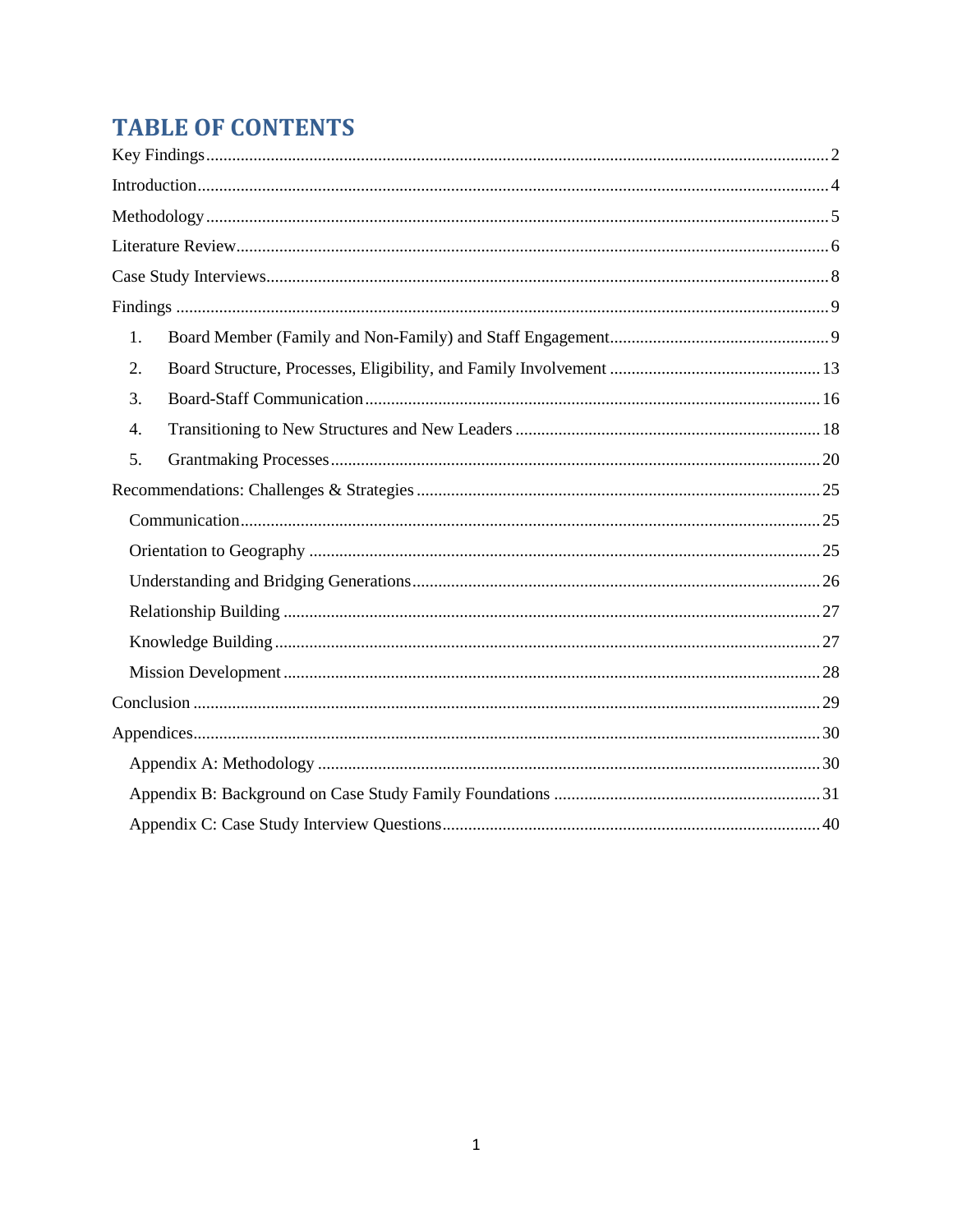# TABLE OF CONTENTS

Key Findings.....2

Introduction.....4

Methodology.....5

Literature Review.....6

Case Study Interviews.....8

Findings.....9

1. Board Member (Family and Non-Family) and Staff Engagement.....9
2. Board Structure, Processes, Eligibility, and Family Involvement.....13
3. Board-Staff Communication.....16
4. Transitioning to New Structures and New Leaders.....18
5. Grantmaking Processes.....20

Recommendations: Challenges & Strategies.....25

- Communication.....25
- Orientation to Geography.....25
- Understanding and Bridging Generations.....26
- Relationship Building.....27
- Knowledge Building.....27
- Mission Development.....28

Conclusion.....29

Appendices.....30

- Appendix A: Methodology.....30
- Appendix B: Background on Case Study Family Foundations.....31
- Appendix C: Case Study Interview Questions.....40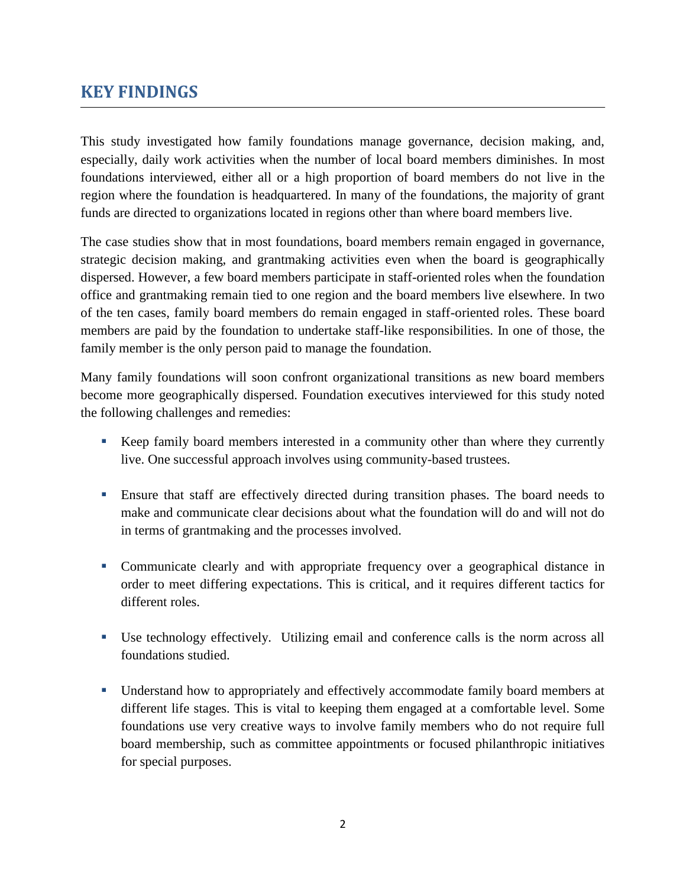## KEY FINDINGS

This study investigated how family foundations manage governance, decision making, and, especially, daily work activities when the number of local board members diminishes. In most foundations interviewed, either all or a high proportion of board members do not live in the region where the foundation is headquartered. In many of the foundations, the majority of grant funds are directed to organizations located in regions other than where board members live.

The case studies show that in most foundations, board members remain engaged in governance, strategic decision making, and grantmaking activities even when the board is geographically dispersed. However, a few board members participate in staff-oriented roles when the foundation office and grantmaking remain tied to one region and the board members live elsewhere. In two of the ten cases, family board members do remain engaged in staff-oriented roles. These board members are paid by the foundation to undertake staff-like responsibilities. In one of those, the family member is the only person paid to manage the foundation.

Many family foundations will soon confront organizational transitions as new board members become more geographically dispersed. Foundation executives interviewed for this study noted the following challenges and remedies:

- Keep family board members interested in a community other than where they currently live. One successful approach involves using community-based trustees.
- Ensure that staff are effectively directed during transition phases. The board needs to make and communicate clear decisions about what the foundation will do and will not do in terms of grantmaking and the processes involved.
- Communicate clearly and with appropriate frequency over a geographical distance in order to meet differing expectations. This is critical, and it requires different tactics for different roles.
- Use technology effectively. Utilizing email and conference calls is the norm across all foundations studied.
- Understand how to appropriately and effectively accommodate family board members at different life stages. This is vital to keeping them engaged at a comfortable level. Some foundations use very creative ways to involve family members who do not require full board membership, such as committee appointments or focused philanthropic initiatives for special purposes.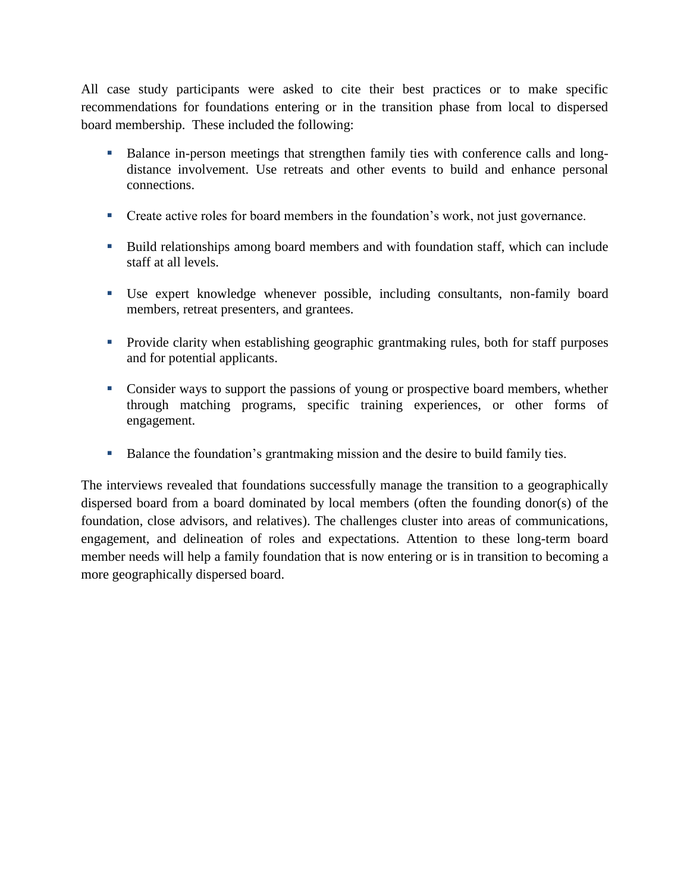All case study participants were asked to cite their best practices or to make specific recommendations for foundations entering or in the transition phase from local to dispersed board membership. These included the following:

- Balance in-person meetings that strengthen family ties with conference calls and long-distance involvement. Use retreats and other events to build and enhance personal connections.
- Create active roles for board members in the foundation's work, not just governance.
- Build relationships among board members and with foundation staff, which can include staff at all levels.
- Use expert knowledge whenever possible, including consultants, non-family board members, retreat presenters, and grantees.
- Provide clarity when establishing geographic grantmaking rules, both for staff purposes and for potential applicants.
- Consider ways to support the passions of young or prospective board members, whether through matching programs, specific training experiences, or other forms of engagement.
- Balance the foundation's grantmaking mission and the desire to build family ties.

The interviews revealed that foundations successfully manage the transition to a geographically dispersed board from a board dominated by local members (often the founding donor(s) of the foundation, close advisors, and relatives). The challenges cluster into areas of communications, engagement, and delineation of roles and expectations. Attention to these long-term board member needs will help a family foundation that is now entering or is in transition to becoming a more geographically dispersed board.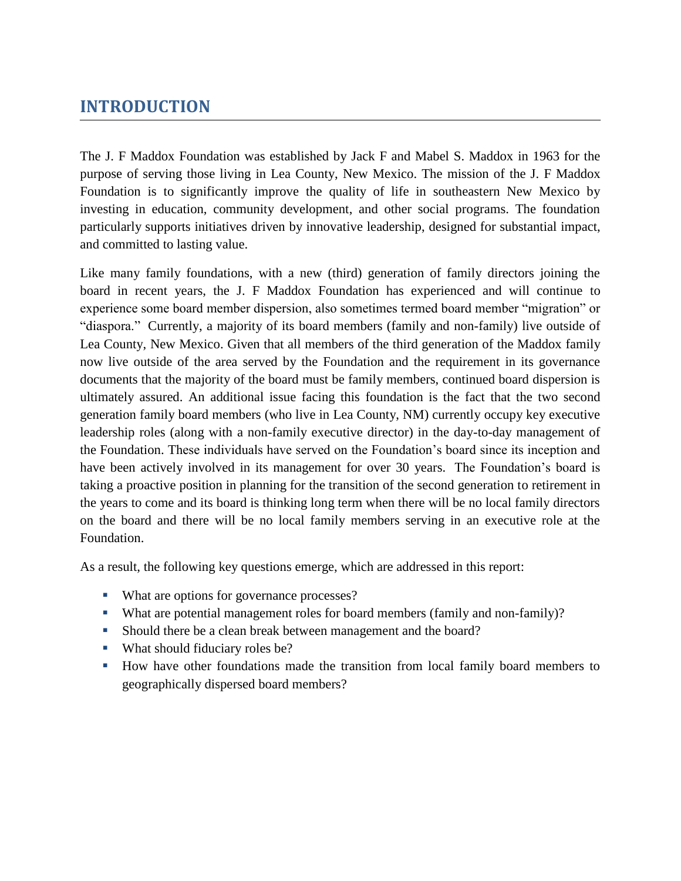# INTRODUCTION

The J. F Maddox Foundation was established by Jack F and Mabel S. Maddox in 1963 for the purpose of serving those living in Lea County, New Mexico. The mission of the J. F Maddox Foundation is to significantly improve the quality of life in southeastern New Mexico by investing in education, community development, and other social programs. The foundation particularly supports initiatives driven by innovative leadership, designed for substantial impact, and committed to lasting value.

Like many family foundations, with a new (third) generation of family directors joining the board in recent years, the J. F Maddox Foundation has experienced and will continue to experience some board member dispersion, also sometimes termed board member "migration" or "diaspora." Currently, a majority of its board members (family and non-family) live outside of Lea County, New Mexico. Given that all members of the third generation of the Maddox family now live outside of the area served by the Foundation and the requirement in its governance documents that the majority of the board must be family members, continued board dispersion is ultimately assured. An additional issue facing this foundation is the fact that the two second generation family board members (who live in Lea County, NM) currently occupy key executive leadership roles (along with a non-family executive director) in the day-to-day management of the Foundation. These individuals have served on the Foundation's board since its inception and have been actively involved in its management for over 30 years. The Foundation's board is taking a proactive position in planning for the transition of the second generation to retirement in the years to come and its board is thinking long term when there will be no local family directors on the board and there will be no local family members serving in an executive role at the Foundation.

As a result, the following key questions emerge, which are addressed in this report:

- What are options for governance processes?
- What are potential management roles for board members (family and non-family)?
- Should there be a clean break between management and the board?
- What should fiduciary roles be?
- How have other foundations made the transition from local family board members to geographically dispersed board members?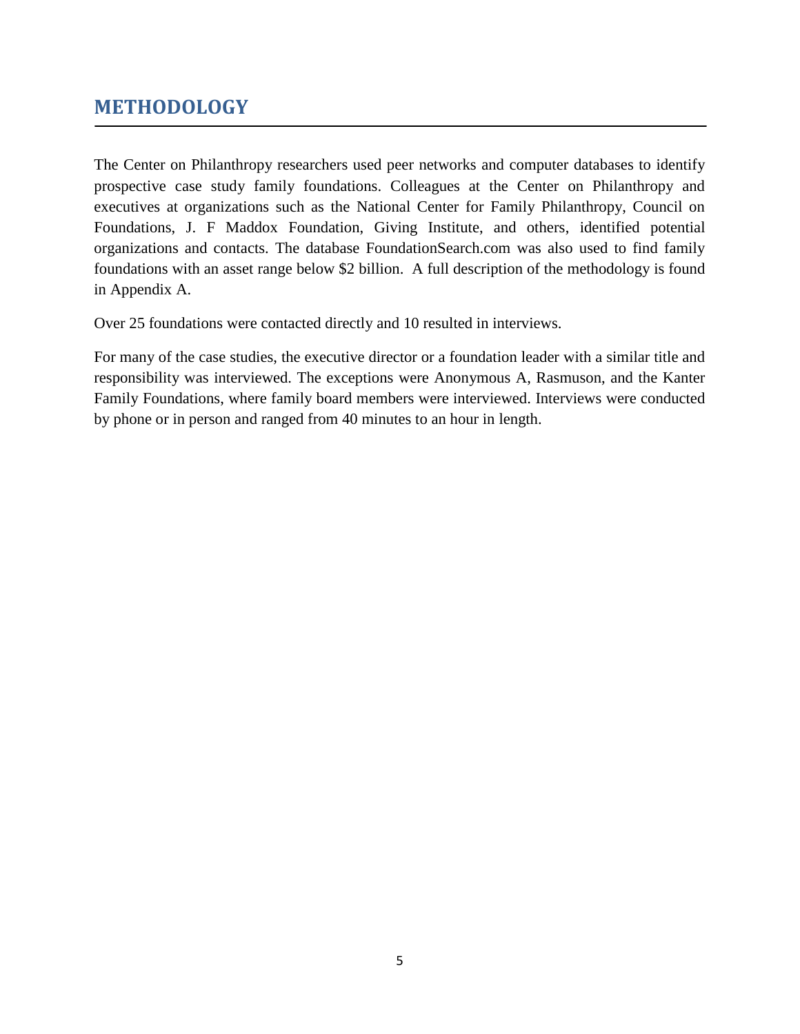# METHODOLOGY

The Center on Philanthropy researchers used peer networks and computer databases to identify prospective case study family foundations. Colleagues at the Center on Philanthropy and executives at organizations such as the National Center for Family Philanthropy, Council on Foundations, J. F Maddox Foundation, Giving Institute, and others, identified potential organizations and contacts. The database FoundationSearch.com was also used to find family foundations with an asset range below $2 billion. A full description of the methodology is found in Appendix A.

Over 25 foundations were contacted directly and 10 resulted in interviews.

For many of the case studies, the executive director or a foundation leader with a similar title and responsibility was interviewed. The exceptions were Anonymous A, Rasmuson, and the Kanter Family Foundations, where family board members were interviewed. Interviews were conducted by phone or in person and ranged from 40 minutes to an hour in length.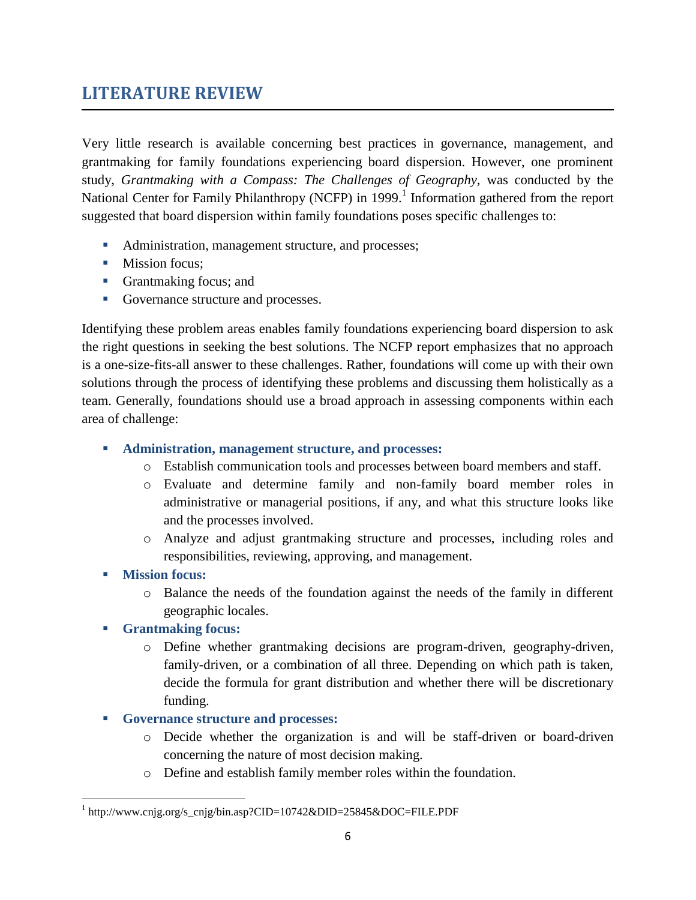## LITERATURE REVIEW

Very little research is available concerning best practices in governance, management, and grantmaking for family foundations experiencing board dispersion. However, one prominent study, *Grantmaking with a Compass: The Challenges of Geography*, was conducted by the National Center for Family Philanthropy (NCFP) in 1999.[1] Information gathered from the report suggested that board dispersion within family foundations poses specific challenges to:

- Administration, management structure, and processes;
- Mission focus;
- Grantmaking focus; and
- Governance structure and processes.

Identifying these problem areas enables family foundations experiencing board dispersion to ask the right questions in seeking the best solutions. The NCFP report emphasizes that no approach is a one-size-fits-all answer to these challenges. Rather, foundations will come up with their own solutions through the process of identifying these problems and discussing them holistically as a team. Generally, foundations should use a broad approach in assessing components within each area of challenge:

- **Administration, management structure, and processes:**
  - Establish communication tools and processes between board members and staff.
  - Evaluate and determine family and non-family board member roles in administrative or managerial positions, if any, and what this structure looks like and the processes involved.
  - Analyze and adjust grantmaking structure and processes, including roles and responsibilities, reviewing, approving, and management.
- **Mission focus:**
  - Balance the needs of the foundation against the needs of the family in different geographic locales.
- **Grantmaking focus:**
  - Define whether grantmaking decisions are program-driven, geography-driven, family-driven, or a combination of all three. Depending on which path is taken, decide the formula for grant distribution and whether there will be discretionary funding.
- **Governance structure and processes:**
  - Decide whether the organization is and will be staff-driven or board-driven concerning the nature of most decision making.
  - Define and establish family member roles within the foundation.

[1] http://www.cnjg.org/s_cnjg/bin.asp?CID=10742&DID=25845&DOC=FILE.PDF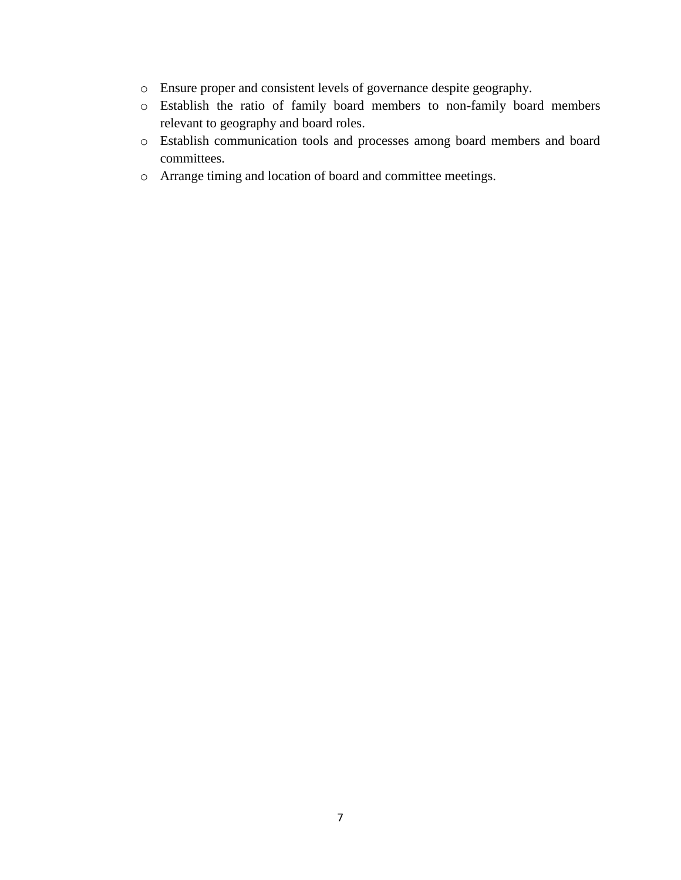- Ensure proper and consistent levels of governance despite geography.
- Establish the ratio of family board members to non-family board members relevant to geography and board roles.
- Establish communication tools and processes among board members and board committees.
- Arrange timing and location of board and committee meetings.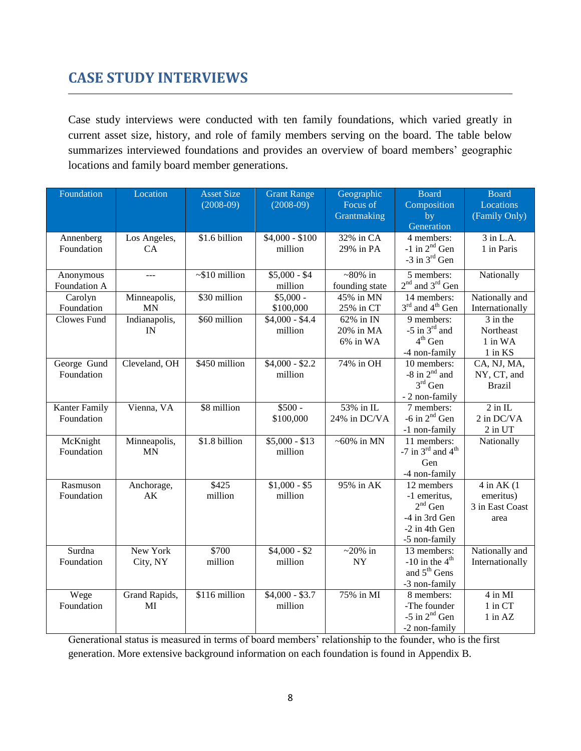## CASE STUDY INTERVIEWS

Case study interviews were conducted with ten family foundations, which varied greatly in current asset size, history, and role of family members serving on the board. The table below summarizes interviewed foundations and provides an overview of board members' geographic locations and family board member generations.

| Foundation | Location | Asset Size (2008-09) | Grant Range (2008-09) | Geographic Focus of Grantmaking | Board Composition by Generation | Board Locations (Family Only) |
|---|---|---|---|---|---|---|
| Annenberg Foundation | Los Angeles, CA | $1.6 billion | $4,000 - $100 million | 32% in CA<br>29% in PA | 4 members:<br>-1 in 2nd Gen<br>-3 in 3rd Gen | 3 in L.A.<br>1 in Paris |
| Anonymous Foundation A | --- | ~$10 million | $5,000 - $4 million | ~80% in founding state | 5 members:<br>2nd and 3rd Gen | Nationally |
| Carolyn Foundation | Minneapolis, MN | $30 million | $5,000 - $100,000 | 45% in MN<br>25% in CT | 14 members:<br>3rd and 4th Gen | Nationally and Internationally |
| Clowes Fund | Indianapolis, IN | $60 million | $4,000 - $4.4 million | 62% in IN<br>20% in MA<br>6% in WA | 9 members:<br>-5 in 3rd and 4th Gen<br>-4 non-family | 3 in the Northeast<br>1 in WA<br>1 in KS |
| George Gund Foundation | Cleveland, OH | $450 million | $4,000 - $2.2 million | 74% in OH | 10 members:<br>-8 in 2nd and 3rd Gen<br>- 2 non-family | CA, NJ, MA, NY, CT, and Brazil |
| Kanter Family Foundation | Vienna, VA | $8 million | $500 - $100,000 | 53% in IL<br>24% in DC/VA | 7 members:<br>-6 in 2nd Gen<br>-1 non-family | 2 in IL<br>2 in DC/VA<br>2 in UT |
| McKnight Foundation | Minneapolis, MN | $1.8 billion | $5,000 - $13 million | ~60% in MN | 11 members:<br>-7 in 3rd and 4th Gen<br>-4 non-family | Nationally |
| Rasmuson Foundation | Anchorage, AK | $425 million | $1,000 - $5 million | 95% in AK | 12 members<br>-1 emeritus, 2nd Gen<br>-4 in 3rd Gen<br>-2 in 4th Gen<br>-5 non-family | 4 in AK (1 emeritus)<br>3 in East Coast area |
| Surdna Foundation | New York City, NY | $700 million | $4,000 - $2 million | ~20% in NY | 13 members:<br>-10 in the 4th and 5th Gens<br>-3 non-family | Nationally and Internationally |
| Wege Foundation | Grand Rapids, MI | $116 million | $4,000 - $3.7 million | 75% in MI | 8 members:<br>-The founder<br>-5 in 2nd Gen<br>-2 non-family | 4 in MI<br>1 in CT<br>1 in AZ |

Generational status is measured in terms of board members' relationship to the founder, who is the first generation. More extensive background information on each foundation is found in Appendix B.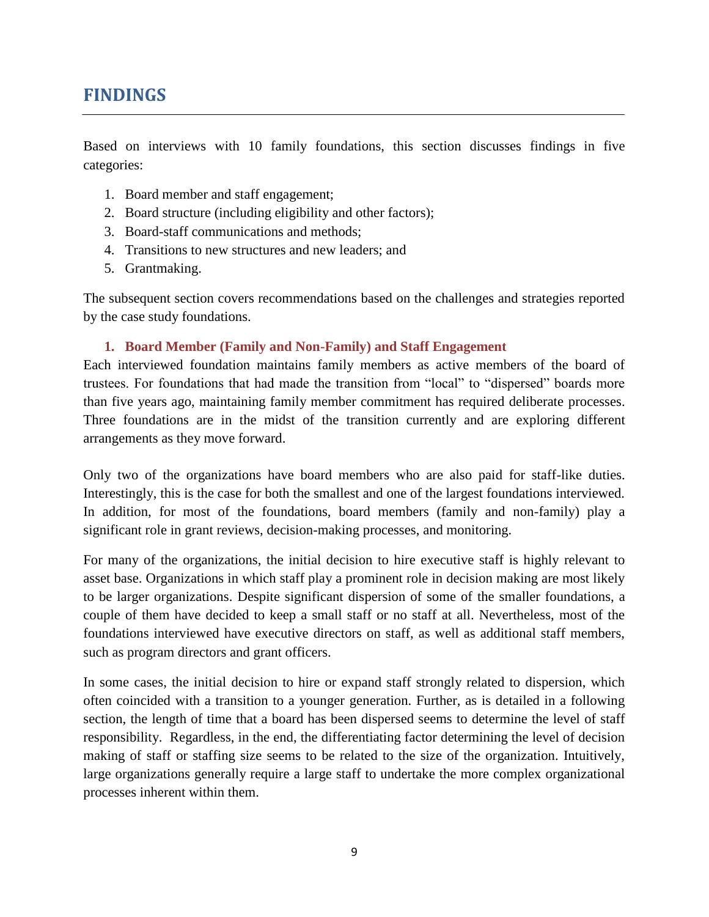# FINDINGS

Based on interviews with 10 family foundations, this section discusses findings in five categories:

1. Board member and staff engagement;
2. Board structure (including eligibility and other factors);
3. Board-staff communications and methods;
4. Transitions to new structures and new leaders; and
5. Grantmaking.

The subsequent section covers recommendations based on the challenges and strategies reported by the case study foundations.

### 1. Board Member (Family and Non-Family) and Staff Engagement

Each interviewed foundation maintains family members as active members of the board of trustees. For foundations that had made the transition from "local" to "dispersed" boards more than five years ago, maintaining family member commitment has required deliberate processes. Three foundations are in the midst of the transition currently and are exploring different arrangements as they move forward.

Only two of the organizations have board members who are also paid for staff-like duties. Interestingly, this is the case for both the smallest and one of the largest foundations interviewed. In addition, for most of the foundations, board members (family and non-family) play a significant role in grant reviews, decision-making processes, and monitoring.

For many of the organizations, the initial decision to hire executive staff is highly relevant to asset base. Organizations in which staff play a prominent role in decision making are most likely to be larger organizations. Despite significant dispersion of some of the smaller foundations, a couple of them have decided to keep a small staff or no staff at all. Nevertheless, most of the foundations interviewed have executive directors on staff, as well as additional staff members, such as program directors and grant officers.

In some cases, the initial decision to hire or expand staff strongly related to dispersion, which often coincided with a transition to a younger generation. Further, as is detailed in a following section, the length of time that a board has been dispersed seems to determine the level of staff responsibility. Regardless, in the end, the differentiating factor determining the level of decision making of staff or staffing size seems to be related to the size of the organization. Intuitively, large organizations generally require a large staff to undertake the more complex organizational processes inherent within them.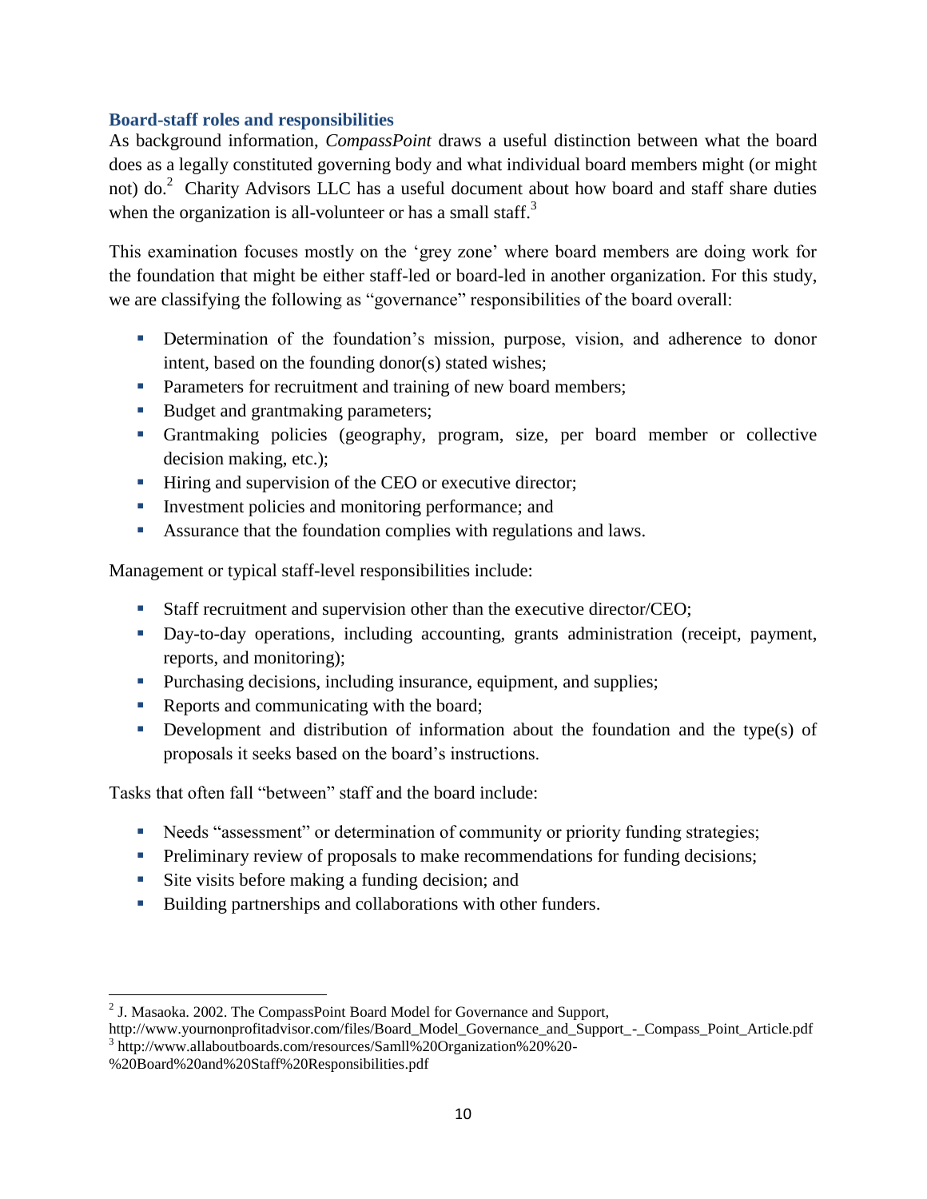### Board-staff roles and responsibilities

As background information, *CompassPoint* draws a useful distinction between what the board does as a legally constituted governing body and what individual board members might (or might not) do.[2] Charity Advisors LLC has a useful document about how board and staff share duties when the organization is all-volunteer or has a small staff.[3]

This examination focuses mostly on the 'grey zone' where board members are doing work for the foundation that might be either staff-led or board-led in another organization. For this study, we are classifying the following as "governance" responsibilities of the board overall:

- Determination of the foundation's mission, purpose, vision, and adherence to donor intent, based on the founding donor(s) stated wishes;
- Parameters for recruitment and training of new board members;
- Budget and grantmaking parameters;
- Grantmaking policies (geography, program, size, per board member or collective decision making, etc.);
- Hiring and supervision of the CEO or executive director;
- Investment policies and monitoring performance; and
- Assurance that the foundation complies with regulations and laws.

Management or typical staff-level responsibilities include:

- Staff recruitment and supervision other than the executive director/CEO;
- Day-to-day operations, including accounting, grants administration (receipt, payment, reports, and monitoring);
- Purchasing decisions, including insurance, equipment, and supplies;
- Reports and communicating with the board;
- Development and distribution of information about the foundation and the type(s) of proposals it seeks based on the board's instructions.

Tasks that often fall "between" staff and the board include:

- Needs "assessment" or determination of community or priority funding strategies;
- Preliminary review of proposals to make recommendations for funding decisions;
- Site visits before making a funding decision; and
- Building partnerships and collaborations with other funders.

---

[2] J. Masaoka. 2002. The CompassPoint Board Model for Governance and Support, http://www.yournonprofitadvisor.com/files/Board_Model_Governance_and_Support_-_Compass_Point_Article.pdf

[3] http://www.allaboutboards.com/resources/Samll%20Organization%20%20-%20Board%20and%20Staff%20Responsibilities.pdf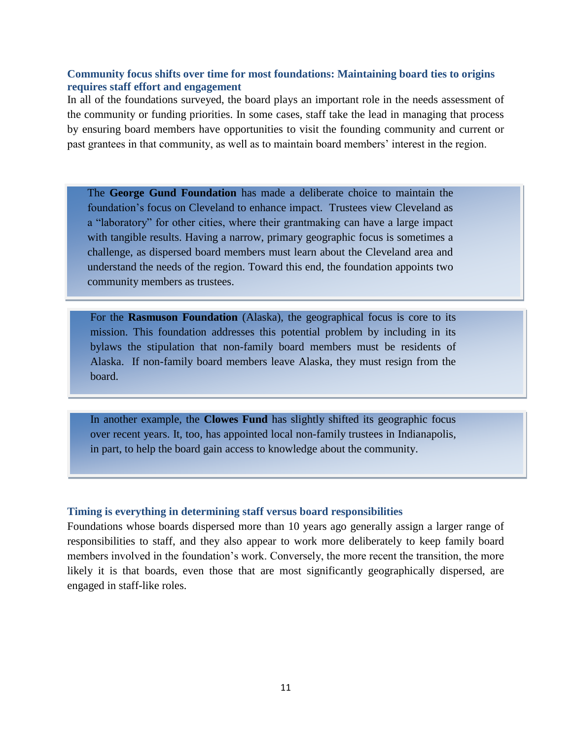### Community focus shifts over time for most foundations: Maintaining board ties to origins requires staff effort and engagement

In all of the foundations surveyed, the board plays an important role in the needs assessment of the community or funding priorities. In some cases, staff take the lead in managing that process by ensuring board members have opportunities to visit the founding community and current or past grantees in that community, as well as to maintain board members' interest in the region.

> The **George Gund Foundation** has made a deliberate choice to maintain the foundation's focus on Cleveland to enhance impact. Trustees view Cleveland as a "laboratory" for other cities, where their grantmaking can have a large impact with tangible results. Having a narrow, primary geographic focus is sometimes a challenge, as dispersed board members must learn about the Cleveland area and understand the needs of the region. Toward this end, the foundation appoints two community members as trustees.

> For the **Rasmuson Foundation** (Alaska), the geographical focus is core to its mission. This foundation addresses this potential problem by including in its bylaws the stipulation that non-family board members must be residents of Alaska. If non-family board members leave Alaska, they must resign from the board.

> In another example, the **Clowes Fund** has slightly shifted its geographic focus over recent years. It, too, has appointed local non-family trustees in Indianapolis, in part, to help the board gain access to knowledge about the community.

### Timing is everything in determining staff versus board responsibilities

Foundations whose boards dispersed more than 10 years ago generally assign a larger range of responsibilities to staff, and they also appear to work more deliberately to keep family board members involved in the foundation's work. Conversely, the more recent the transition, the more likely it is that boards, even those that are most significantly geographically dispersed, are engaged in staff-like roles.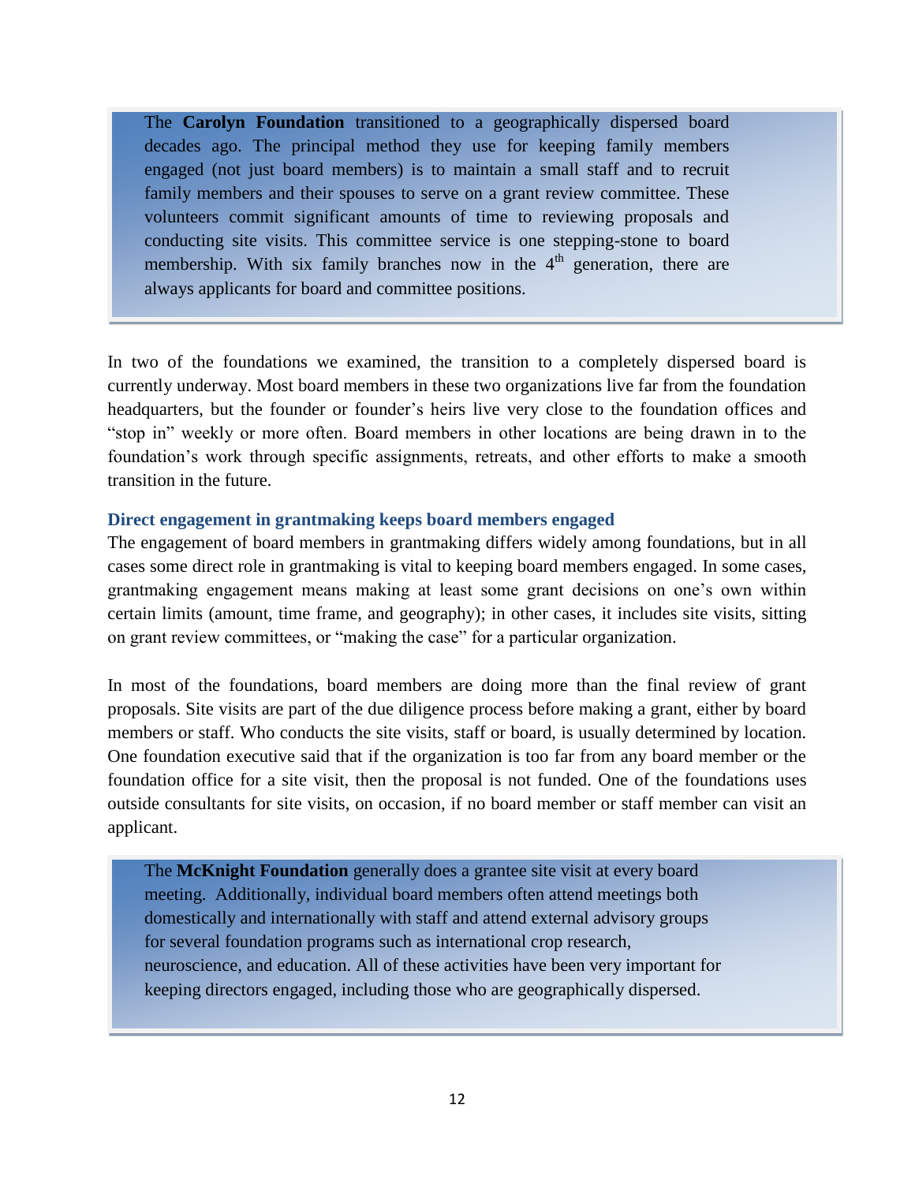The **Carolyn Foundation** transitioned to a geographically dispersed board decades ago. The principal method they use for keeping family members engaged (not just board members) is to maintain a small staff and to recruit family members and their spouses to serve on a grant review committee. These volunteers commit significant amounts of time to reviewing proposals and conducting site visits. This committee service is one stepping-stone to board membership. With six family branches now in the 4th generation, there are always applicants for board and committee positions.

In two of the foundations we examined, the transition to a completely dispersed board is currently underway. Most board members in these two organizations live far from the foundation headquarters, but the founder or founder's heirs live very close to the foundation offices and "stop in" weekly or more often. Board members in other locations are being drawn in to the foundation's work through specific assignments, retreats, and other efforts to make a smooth transition in the future.

### Direct engagement in grantmaking keeps board members engaged

The engagement of board members in grantmaking differs widely among foundations, but in all cases some direct role in grantmaking is vital to keeping board members engaged. In some cases, grantmaking engagement means making at least some grant decisions on one's own within certain limits (amount, time frame, and geography); in other cases, it includes site visits, sitting on grant review committees, or "making the case" for a particular organization.

In most of the foundations, board members are doing more than the final review of grant proposals. Site visits are part of the due diligence process before making a grant, either by board members or staff. Who conducts the site visits, staff or board, is usually determined by location. One foundation executive said that if the organization is too far from any board member or the foundation office for a site visit, then the proposal is not funded. One of the foundations uses outside consultants for site visits, on occasion, if no board member or staff member can visit an applicant.

The **McKnight Foundation** generally does a grantee site visit at every board meeting. Additionally, individual board members often attend meetings both domestically and internationally with staff and attend external advisory groups for several foundation programs such as international crop research, neuroscience, and education. All of these activities have been very important for keeping directors engaged, including those who are geographically dispersed.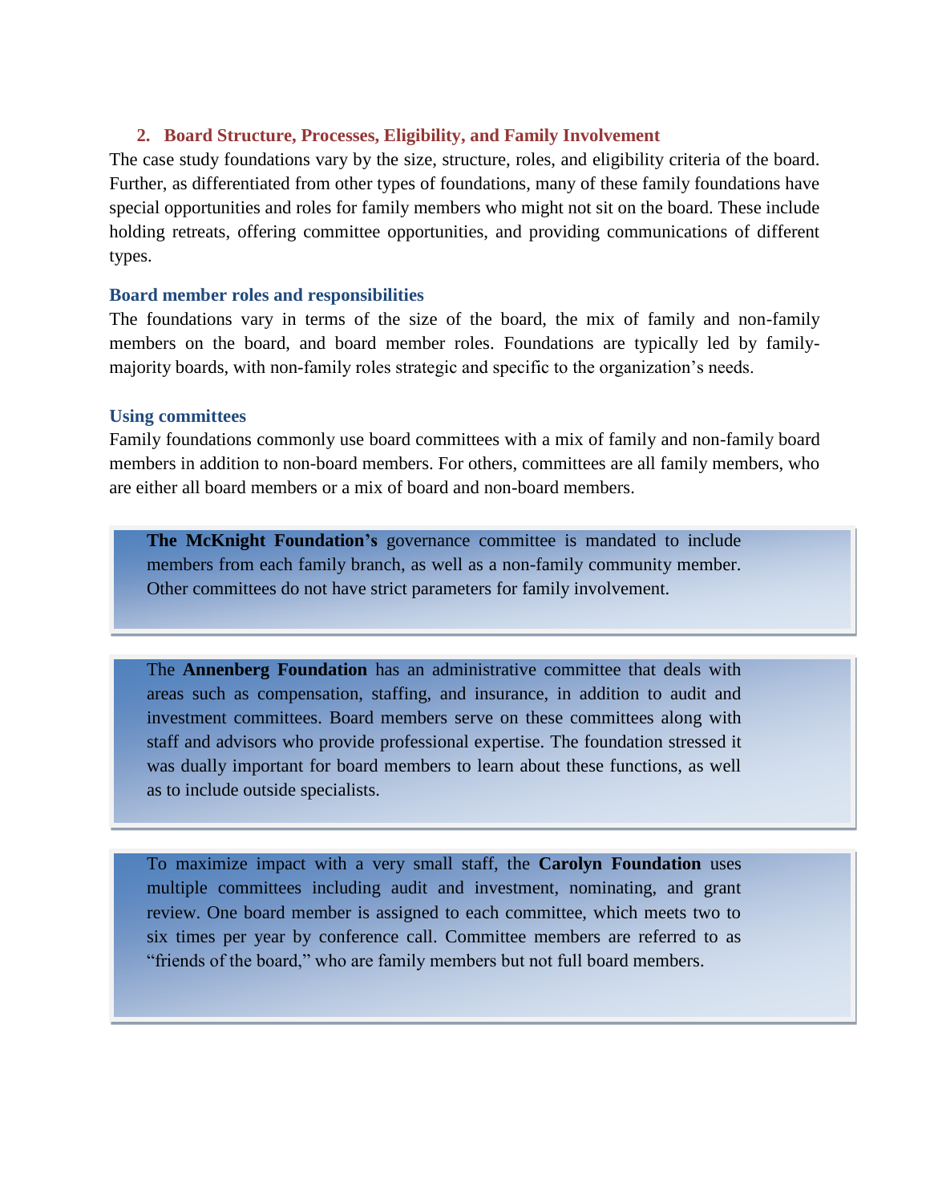## 2. Board Structure, Processes, Eligibility, and Family Involvement

The case study foundations vary by the size, structure, roles, and eligibility criteria of the board. Further, as differentiated from other types of foundations, many of these family foundations have special opportunities and roles for family members who might not sit on the board. These include holding retreats, offering committee opportunities, and providing communications of different types.

### Board member roles and responsibilities

The foundations vary in terms of the size of the board, the mix of family and non-family members on the board, and board member roles. Foundations are typically led by family-majority boards, with non-family roles strategic and specific to the organization's needs.

### Using committees

Family foundations commonly use board committees with a mix of family and non-family board members in addition to non-board members. For others, committees are all family members, who are either all board members or a mix of board and non-board members.

> **The McKnight Foundation's** governance committee is mandated to include members from each family branch, as well as a non-family community member. Other committees do not have strict parameters for family involvement.

> The **Annenberg Foundation** has an administrative committee that deals with areas such as compensation, staffing, and insurance, in addition to audit and investment committees. Board members serve on these committees along with staff and advisors who provide professional expertise. The foundation stressed it was dually important for board members to learn about these functions, as well as to include outside specialists.

> To maximize impact with a very small staff, the **Carolyn Foundation** uses multiple committees including audit and investment, nominating, and grant review. One board member is assigned to each committee, which meets two to six times per year by conference call. Committee members are referred to as "friends of the board," who are family members but not full board members.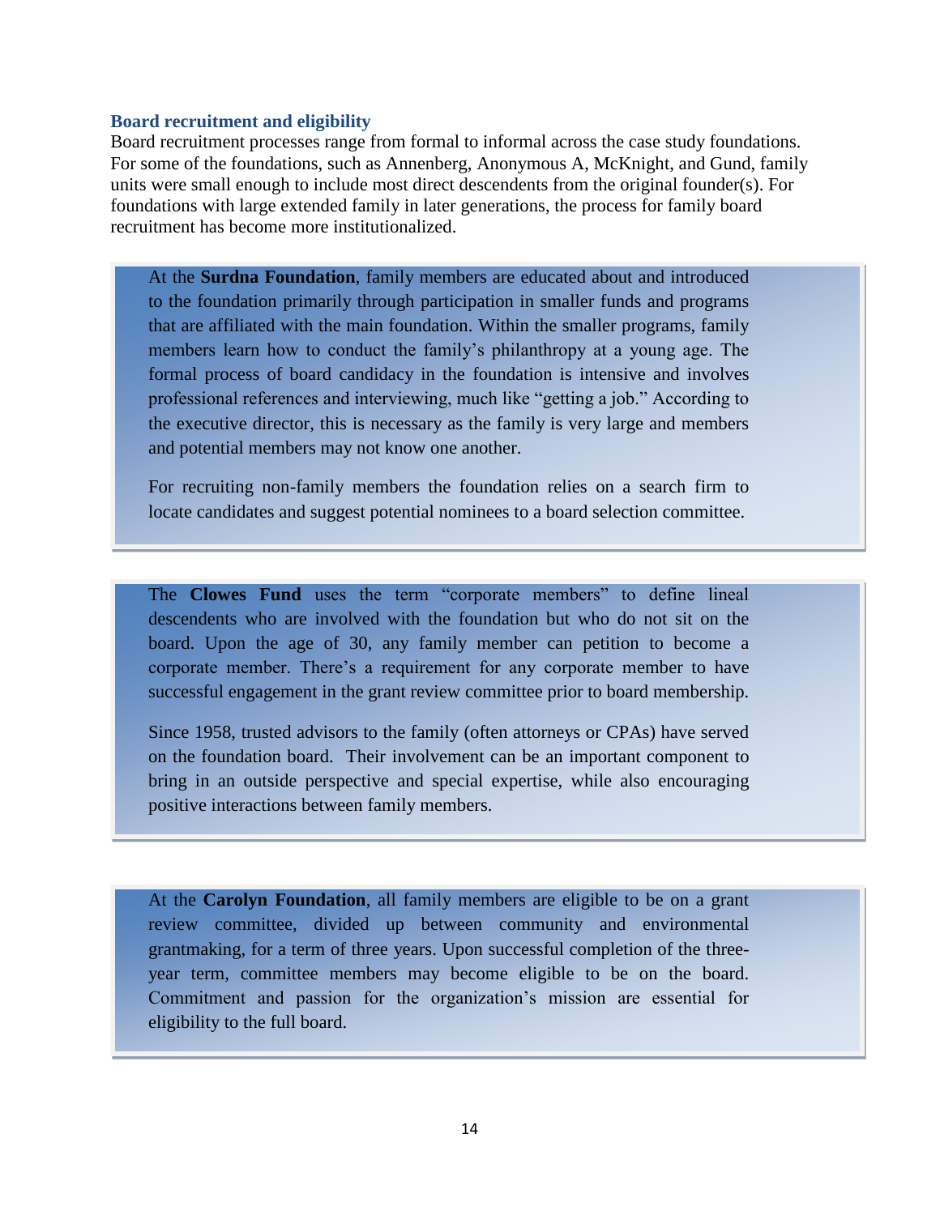### Board recruitment and eligibility

Board recruitment processes range from formal to informal across the case study foundations. For some of the foundations, such as Annenberg, Anonymous A, McKnight, and Gund, family units were small enough to include most direct descendents from the original founder(s). For foundations with large extended family in later generations, the process for family board recruitment has become more institutionalized.

At the **Surdna Foundation**, family members are educated about and introduced to the foundation primarily through participation in smaller funds and programs that are affiliated with the main foundation. Within the smaller programs, family members learn how to conduct the family's philanthropy at a young age. The formal process of board candidacy in the foundation is intensive and involves professional references and interviewing, much like "getting a job." According to the executive director, this is necessary as the family is very large and members and potential members may not know one another.

For recruiting non-family members the foundation relies on a search firm to locate candidates and suggest potential nominees to a board selection committee.

The **Clowes Fund** uses the term "corporate members" to define lineal descendents who are involved with the foundation but who do not sit on the board. Upon the age of 30, any family member can petition to become a corporate member. There's a requirement for any corporate member to have successful engagement in the grant review committee prior to board membership.

Since 1958, trusted advisors to the family (often attorneys or CPAs) have served on the foundation board. Their involvement can be an important component to bring in an outside perspective and special expertise, while also encouraging positive interactions between family members.

At the **Carolyn Foundation**, all family members are eligible to be on a grant review committee, divided up between community and environmental grantmaking, for a term of three years. Upon successful completion of the three-year term, committee members may become eligible to be on the board. Commitment and passion for the organization's mission are essential for eligibility to the full board.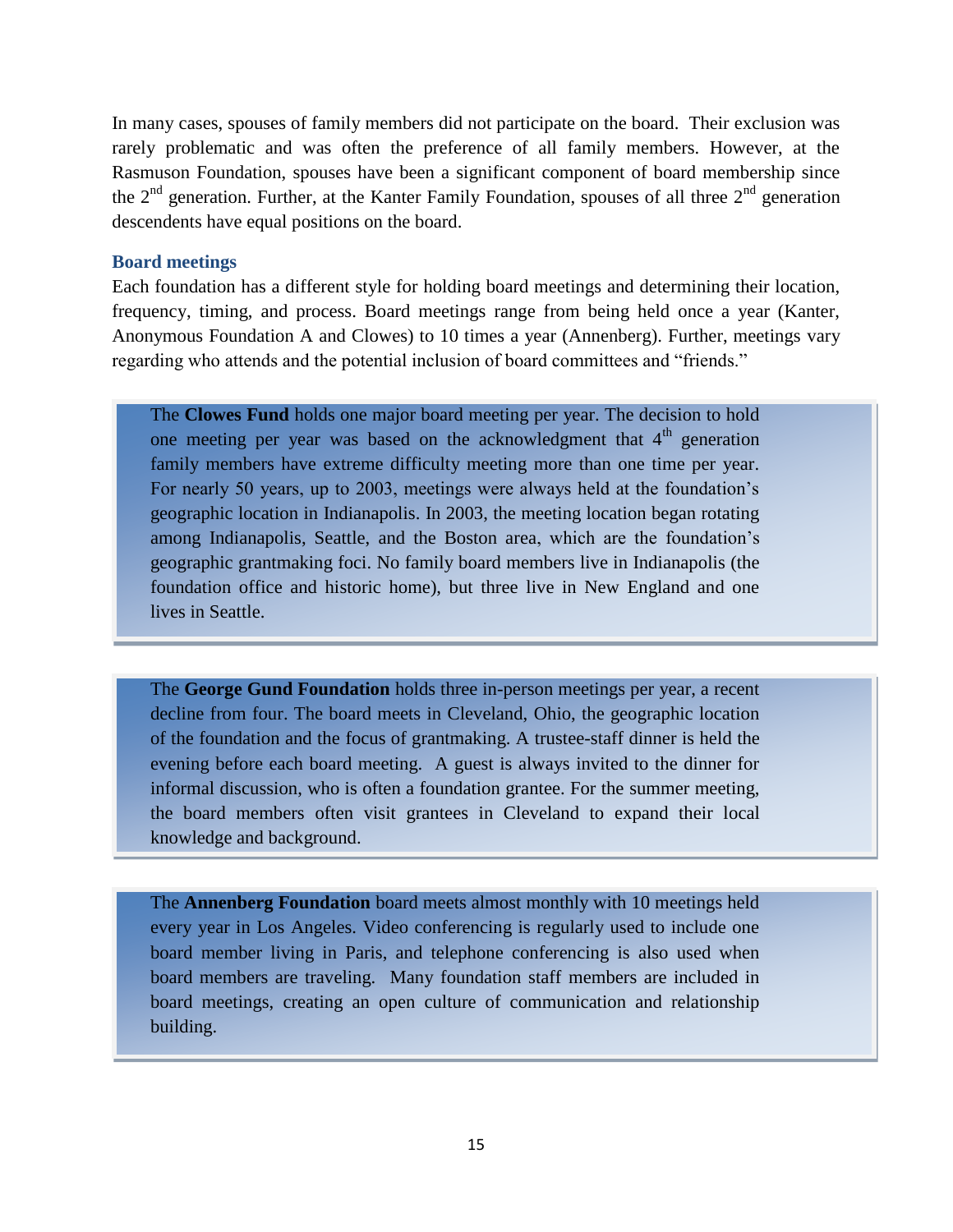In many cases, spouses of family members did not participate on the board. Their exclusion was rarely problematic and was often the preference of all family members. However, at the Rasmuson Foundation, spouses have been a significant component of board membership since the 2nd generation. Further, at the Kanter Family Foundation, spouses of all three 2nd generation descendents have equal positions on the board.

### Board meetings

Each foundation has a different style for holding board meetings and determining their location, frequency, timing, and process. Board meetings range from being held once a year (Kanter, Anonymous Foundation A and Clowes) to 10 times a year (Annenberg). Further, meetings vary regarding who attends and the potential inclusion of board committees and "friends."

> The **Clowes Fund** holds one major board meeting per year. The decision to hold one meeting per year was based on the acknowledgment that 4th generation family members have extreme difficulty meeting more than one time per year. For nearly 50 years, up to 2003, meetings were always held at the foundation's geographic location in Indianapolis. In 2003, the meeting location began rotating among Indianapolis, Seattle, and the Boston area, which are the foundation's geographic grantmaking foci. No family board members live in Indianapolis (the foundation office and historic home), but three live in New England and one lives in Seattle.

> The **George Gund Foundation** holds three in-person meetings per year, a recent decline from four. The board meets in Cleveland, Ohio, the geographic location of the foundation and the focus of grantmaking. A trustee-staff dinner is held the evening before each board meeting. A guest is always invited to the dinner for informal discussion, who is often a foundation grantee. For the summer meeting, the board members often visit grantees in Cleveland to expand their local knowledge and background.

> The **Annenberg Foundation** board meets almost monthly with 10 meetings held every year in Los Angeles. Video conferencing is regularly used to include one board member living in Paris, and telephone conferencing is also used when board members are traveling. Many foundation staff members are included in board meetings, creating an open culture of communication and relationship building.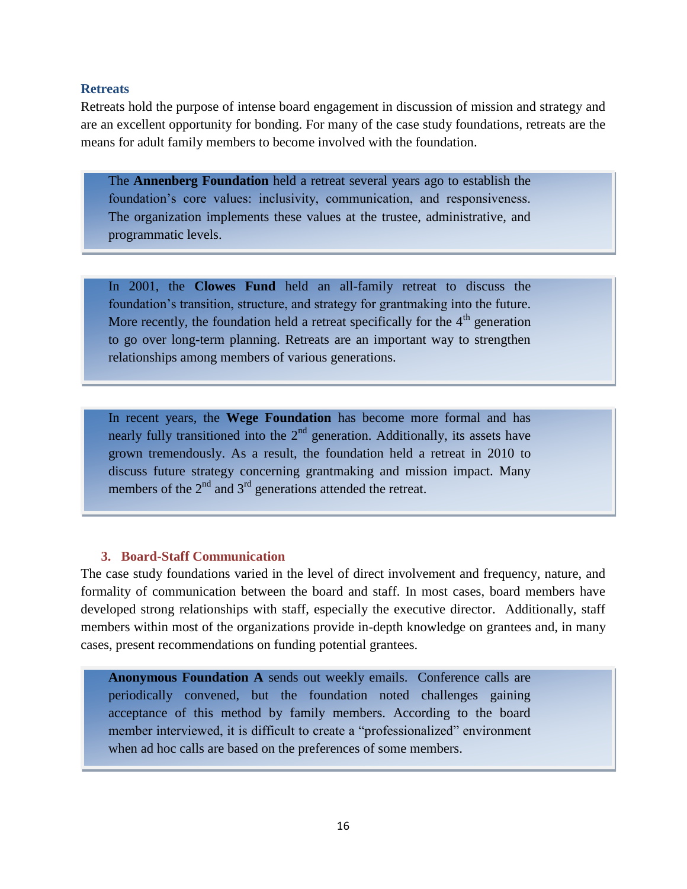### Retreats

Retreats hold the purpose of intense board engagement in discussion of mission and strategy and are an excellent opportunity for bonding. For many of the case study foundations, retreats are the means for adult family members to become involved with the foundation.

> The **Annenberg Foundation** held a retreat several years ago to establish the foundation's core values: inclusivity, communication, and responsiveness. The organization implements these values at the trustee, administrative, and programmatic levels.

> In 2001, the **Clowes Fund** held an all-family retreat to discuss the foundation's transition, structure, and strategy for grantmaking into the future. More recently, the foundation held a retreat specifically for the 4th generation to go over long-term planning. Retreats are an important way to strengthen relationships among members of various generations.

> In recent years, the **Wege Foundation** has become more formal and has nearly fully transitioned into the 2nd generation. Additionally, its assets have grown tremendously. As a result, the foundation held a retreat in 2010 to discuss future strategy concerning grantmaking and mission impact. Many members of the 2nd and 3rd generations attended the retreat.

### 3. Board-Staff Communication

The case study foundations varied in the level of direct involvement and frequency, nature, and formality of communication between the board and staff. In most cases, board members have developed strong relationships with staff, especially the executive director. Additionally, staff members within most of the organizations provide in-depth knowledge on grantees and, in many cases, present recommendations on funding potential grantees.

> **Anonymous Foundation A** sends out weekly emails. Conference calls are periodically convened, but the foundation noted challenges gaining acceptance of this method by family members. According to the board member interviewed, it is difficult to create a "professionalized" environment when ad hoc calls are based on the preferences of some members.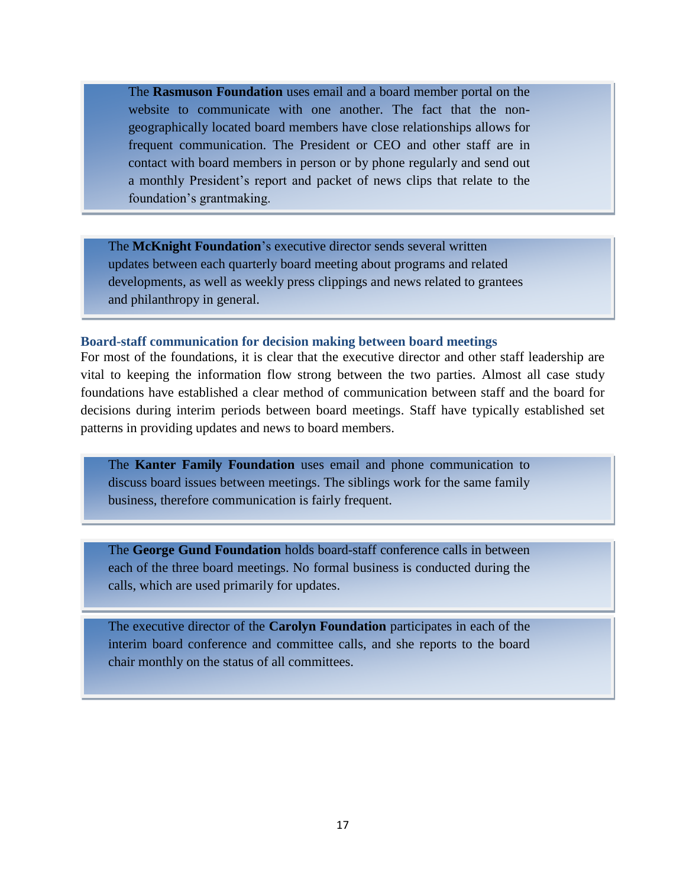The **Rasmuson Foundation** uses email and a board member portal on the website to communicate with one another. The fact that the non-geographically located board members have close relationships allows for frequent communication. The President or CEO and other staff are in contact with board members in person or by phone regularly and send out a monthly President's report and packet of news clips that relate to the foundation's grantmaking.

The **McKnight Foundation**'s executive director sends several written updates between each quarterly board meeting about programs and related developments, as well as weekly press clippings and news related to grantees and philanthropy in general.

### Board-staff communication for decision making between board meetings

For most of the foundations, it is clear that the executive director and other staff leadership are vital to keeping the information flow strong between the two parties. Almost all case study foundations have established a clear method of communication between staff and the board for decisions during interim periods between board meetings. Staff have typically established set patterns in providing updates and news to board members.

The **Kanter Family Foundation** uses email and phone communication to discuss board issues between meetings. The siblings work for the same family business, therefore communication is fairly frequent.

The **George Gund Foundation** holds board-staff conference calls in between each of the three board meetings. No formal business is conducted during the calls, which are used primarily for updates.

The executive director of the **Carolyn Foundation** participates in each of the interim board conference and committee calls, and she reports to the board chair monthly on the status of all committees.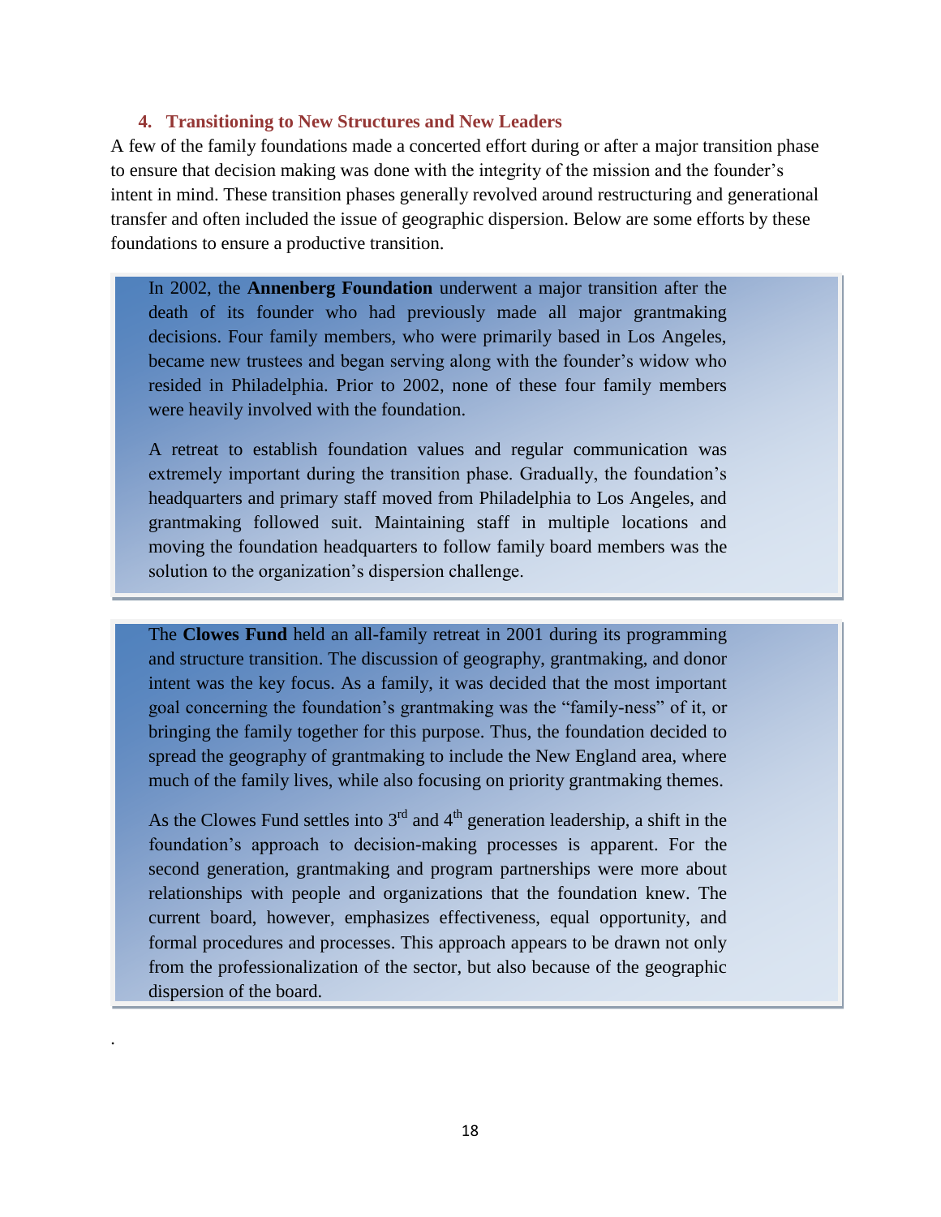### 4. Transitioning to New Structures and New Leaders

A few of the family foundations made a concerted effort during or after a major transition phase to ensure that decision making was done with the integrity of the mission and the founder's intent in mind. These transition phases generally revolved around restructuring and generational transfer and often included the issue of geographic dispersion. Below are some efforts by these foundations to ensure a productive transition.

In 2002, the **Annenberg Foundation** underwent a major transition after the death of its founder who had previously made all major grantmaking decisions. Four family members, who were primarily based in Los Angeles, became new trustees and began serving along with the founder's widow who resided in Philadelphia. Prior to 2002, none of these four family members were heavily involved with the foundation.

A retreat to establish foundation values and regular communication was extremely important during the transition phase. Gradually, the foundation's headquarters and primary staff moved from Philadelphia to Los Angeles, and grantmaking followed suit. Maintaining staff in multiple locations and moving the foundation headquarters to follow family board members was the solution to the organization's dispersion challenge.

The **Clowes Fund** held an all-family retreat in 2001 during its programming and structure transition. The discussion of geography, grantmaking, and donor intent was the key focus. As a family, it was decided that the most important goal concerning the foundation's grantmaking was the "family-ness" of it, or bringing the family together for this purpose. Thus, the foundation decided to spread the geography of grantmaking to include the New England area, where much of the family lives, while also focusing on priority grantmaking themes.

As the Clowes Fund settles into 3rd and 4th generation leadership, a shift in the foundation's approach to decision-making processes is apparent. For the second generation, grantmaking and program partnerships were more about relationships with people and organizations that the foundation knew. The current board, however, emphasizes effectiveness, equal opportunity, and formal procedures and processes. This approach appears to be drawn not only from the professionalization of the sector, but also because of the geographic dispersion of the board.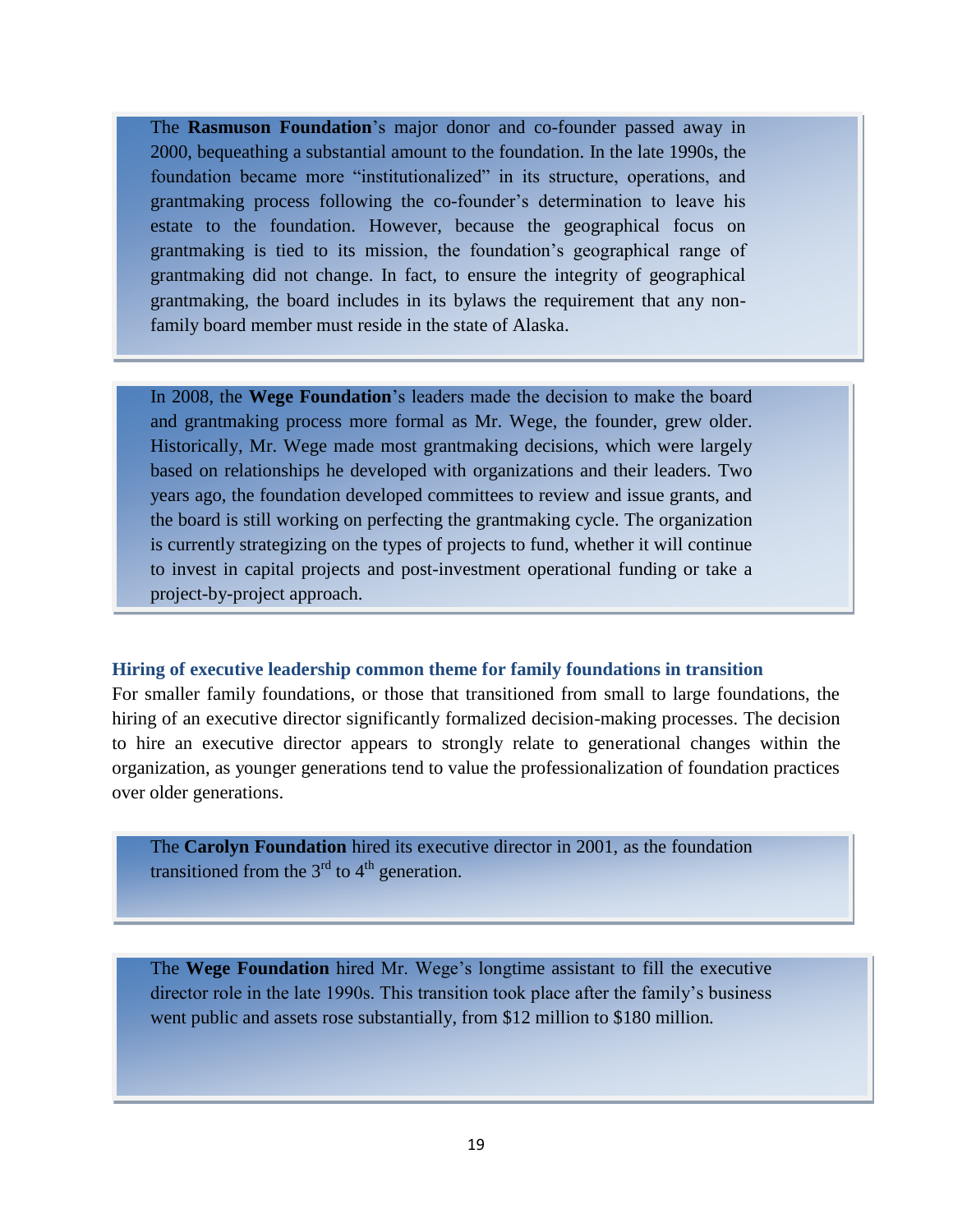The **Rasmuson Foundation**'s major donor and co-founder passed away in 2000, bequeathing a substantial amount to the foundation. In the late 1990s, the foundation became more "institutionalized" in its structure, operations, and grantmaking process following the co-founder's determination to leave his estate to the foundation. However, because the geographical focus on grantmaking is tied to its mission, the foundation's geographical range of grantmaking did not change. In fact, to ensure the integrity of geographical grantmaking, the board includes in its bylaws the requirement that any non-family board member must reside in the state of Alaska.

In 2008, the **Wege Foundation**'s leaders made the decision to make the board and grantmaking process more formal as Mr. Wege, the founder, grew older. Historically, Mr. Wege made most grantmaking decisions, which were largely based on relationships he developed with organizations and their leaders. Two years ago, the foundation developed committees to review and issue grants, and the board is still working on perfecting the grantmaking cycle. The organization is currently strategizing on the types of projects to fund, whether it will continue to invest in capital projects and post-investment operational funding or take a project-by-project approach.

### Hiring of executive leadership common theme for family foundations in transition

For smaller family foundations, or those that transitioned from small to large foundations, the hiring of an executive director significantly formalized decision-making processes. The decision to hire an executive director appears to strongly relate to generational changes within the organization, as younger generations tend to value the professionalization of foundation practices over older generations.

The **Carolyn Foundation** hired its executive director in 2001, as the foundation transitioned from the 3rd to 4th generation.

The **Wege Foundation** hired Mr. Wege's longtime assistant to fill the executive director role in the late 1990s. This transition took place after the family's business went public and assets rose substantially, from $12 million to $180 million.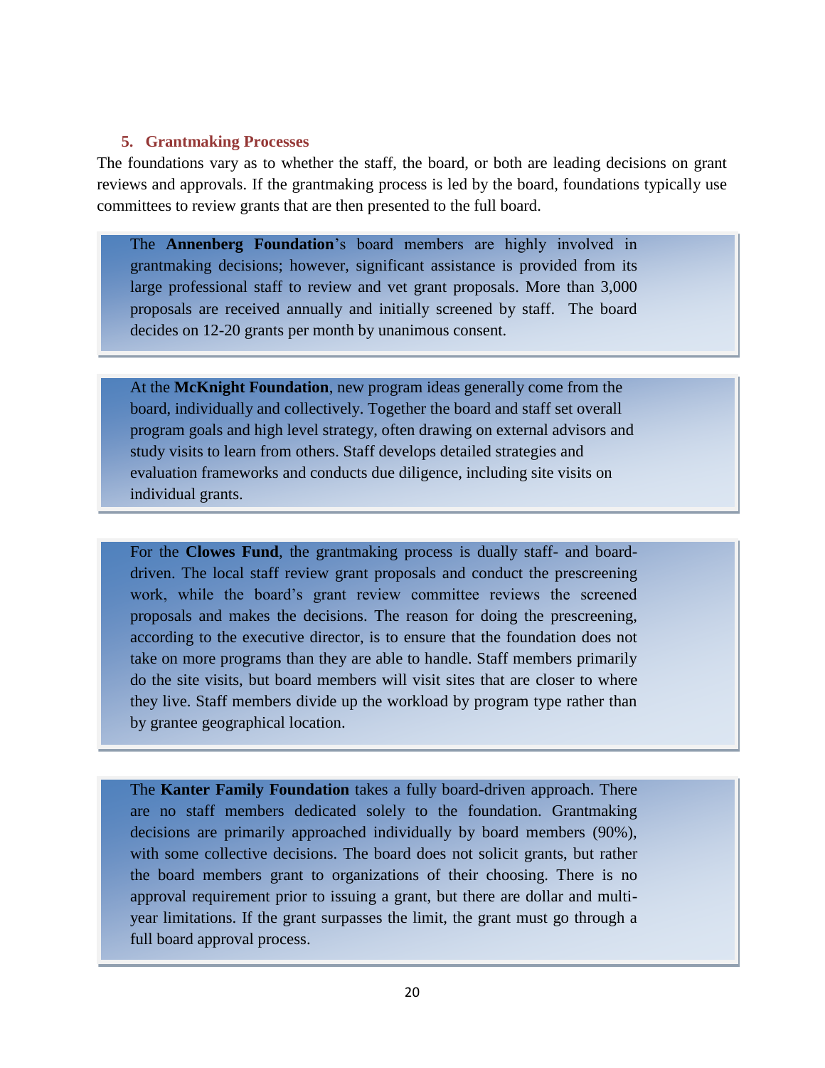## 5. Grantmaking Processes

The foundations vary as to whether the staff, the board, or both are leading decisions on grant reviews and approvals. If the grantmaking process is led by the board, foundations typically use committees to review grants that are then presented to the full board.

> The **Annenberg Foundation**'s board members are highly involved in grantmaking decisions; however, significant assistance is provided from its large professional staff to review and vet grant proposals. More than 3,000 proposals are received annually and initially screened by staff. The board decides on 12-20 grants per month by unanimous consent.

> At the **McKnight Foundation**, new program ideas generally come from the board, individually and collectively. Together the board and staff set overall program goals and high level strategy, often drawing on external advisors and study visits to learn from others. Staff develops detailed strategies and evaluation frameworks and conducts due diligence, including site visits on individual grants.

> For the **Clowes Fund**, the grantmaking process is dually staff- and board-driven. The local staff review grant proposals and conduct the prescreening work, while the board's grant review committee reviews the screened proposals and makes the decisions. The reason for doing the prescreening, according to the executive director, is to ensure that the foundation does not take on more programs than they are able to handle. Staff members primarily do the site visits, but board members will visit sites that are closer to where they live. Staff members divide up the workload by program type rather than by grantee geographical location.

> The **Kanter Family Foundation** takes a fully board-driven approach. There are no staff members dedicated solely to the foundation. Grantmaking decisions are primarily approached individually by board members (90%), with some collective decisions. The board does not solicit grants, but rather the board members grant to organizations of their choosing. There is no approval requirement prior to issuing a grant, but there are dollar and multi-year limitations. If the grant surpasses the limit, the grant must go through a full board approval process.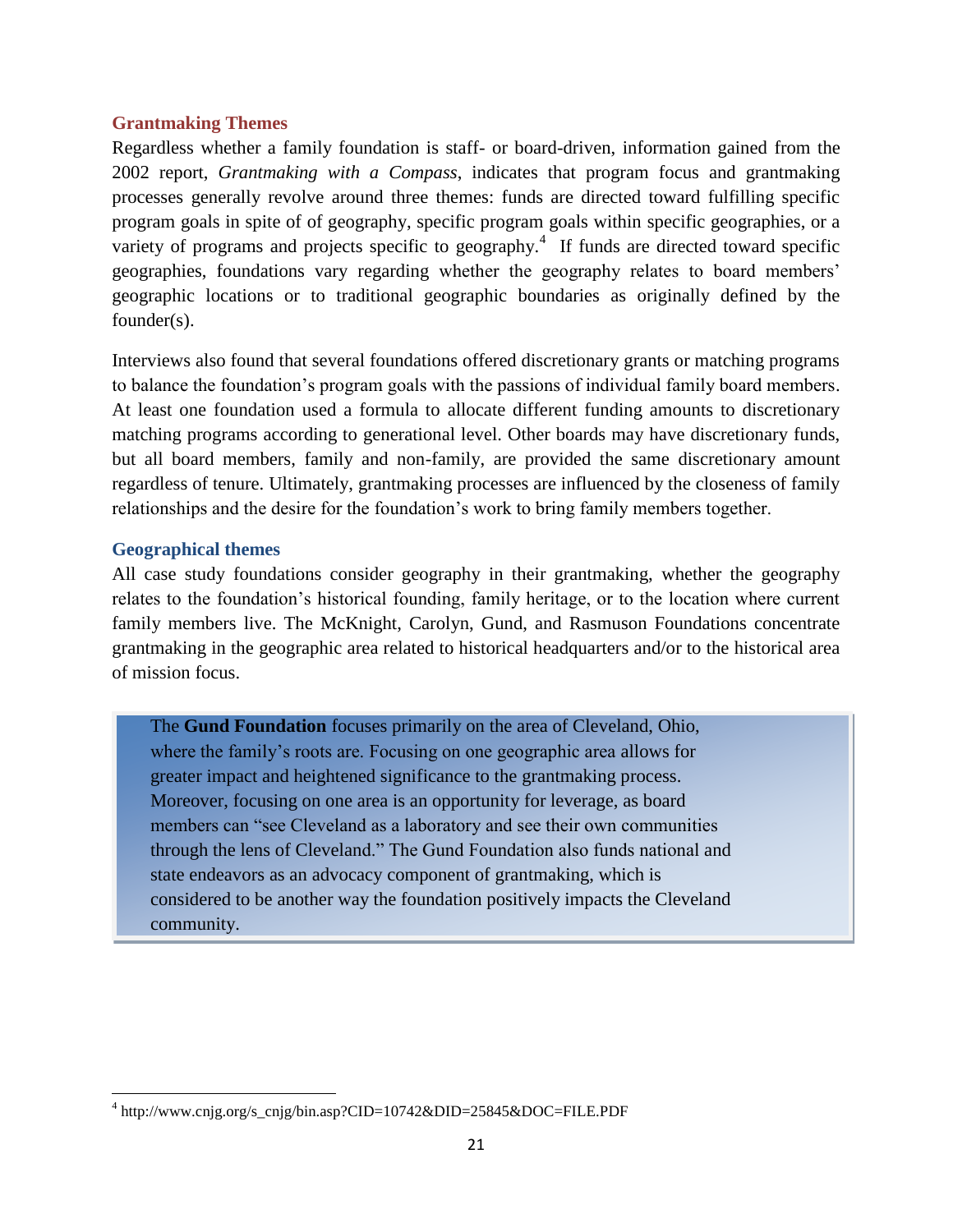## Grantmaking Themes

Regardless whether a family foundation is staff- or board-driven, information gained from the 2002 report, *Grantmaking with a Compass*, indicates that program focus and grantmaking processes generally revolve around three themes: funds are directed toward fulfilling specific program goals in spite of of geography, specific program goals within specific geographies, or a variety of programs and projects specific to geography.[4] If funds are directed toward specific geographies, foundations vary regarding whether the geography relates to board members' geographic locations or to traditional geographic boundaries as originally defined by the founder(s).

Interviews also found that several foundations offered discretionary grants or matching programs to balance the foundation's program goals with the passions of individual family board members. At least one foundation used a formula to allocate different funding amounts to discretionary matching programs according to generational level. Other boards may have discretionary funds, but all board members, family and non-family, are provided the same discretionary amount regardless of tenure. Ultimately, grantmaking processes are influenced by the closeness of family relationships and the desire for the foundation's work to bring family members together.

## Geographical themes

All case study foundations consider geography in their grantmaking, whether the geography relates to the foundation's historical founding, family heritage, or to the location where current family members live. The McKnight, Carolyn, Gund, and Rasmuson Foundations concentrate grantmaking in the geographic area related to historical headquarters and/or to the historical area of mission focus.

> The **Gund Foundation** focuses primarily on the area of Cleveland, Ohio, where the family's roots are. Focusing on one geographic area allows for greater impact and heightened significance to the grantmaking process. Moreover, focusing on one area is an opportunity for leverage, as board members can "see Cleveland as a laboratory and see their own communities through the lens of Cleveland." The Gund Foundation also funds national and state endeavors as an advocacy component of grantmaking, which is considered to be another way the foundation positively impacts the Cleveland community.

[4] http://www.cnjg.org/s_cnjg/bin.asp?CID=10742&DID=25845&DOC=FILE.PDF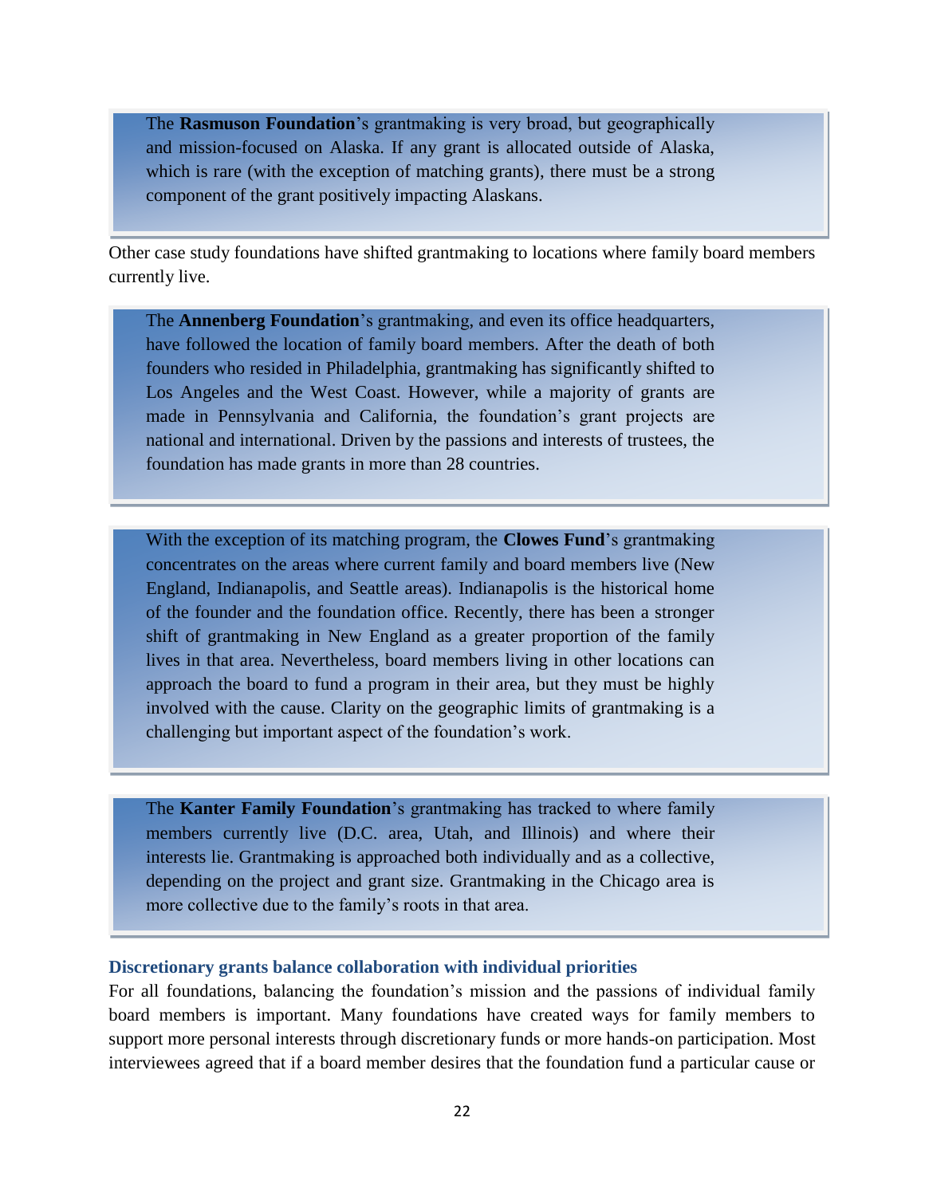> The **Rasmuson Foundation**'s grantmaking is very broad, but geographically and mission-focused on Alaska. If any grant is allocated outside of Alaska, which is rare (with the exception of matching grants), there must be a strong component of the grant positively impacting Alaskans.

Other case study foundations have shifted grantmaking to locations where family board members currently live.

> The **Annenberg Foundation**'s grantmaking, and even its office headquarters, have followed the location of family board members. After the death of both founders who resided in Philadelphia, grantmaking has significantly shifted to Los Angeles and the West Coast. However, while a majority of grants are made in Pennsylvania and California, the foundation's grant projects are national and international. Driven by the passions and interests of trustees, the foundation has made grants in more than 28 countries.

> With the exception of its matching program, the **Clowes Fund**'s grantmaking concentrates on the areas where current family and board members live (New England, Indianapolis, and Seattle areas). Indianapolis is the historical home of the founder and the foundation office. Recently, there has been a stronger shift of grantmaking in New England as a greater proportion of the family lives in that area. Nevertheless, board members living in other locations can approach the board to fund a program in their area, but they must be highly involved with the cause. Clarity on the geographic limits of grantmaking is a challenging but important aspect of the foundation's work.

> The **Kanter Family Foundation**'s grantmaking has tracked to where family members currently live (D.C. area, Utah, and Illinois) and where their interests lie. Grantmaking is approached both individually and as a collective, depending on the project and grant size. Grantmaking in the Chicago area is more collective due to the family's roots in that area.

### Discretionary grants balance collaboration with individual priorities

For all foundations, balancing the foundation's mission and the passions of individual family board members is important. Many foundations have created ways for family members to support more personal interests through discretionary funds or more hands-on participation. Most interviewees agreed that if a board member desires that the foundation fund a particular cause or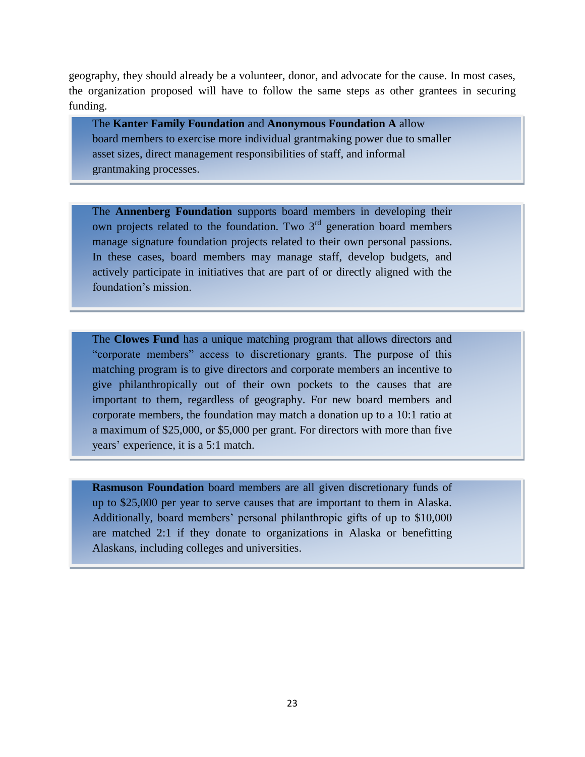geography, they should already be a volunteer, donor, and advocate for the cause. In most cases, the organization proposed will have to follow the same steps as other grantees in securing funding.

> The **Kanter Family Foundation** and **Anonymous Foundation A** allow board members to exercise more individual grantmaking power due to smaller asset sizes, direct management responsibilities of staff, and informal grantmaking processes.

> The **Annenberg Foundation** supports board members in developing their own projects related to the foundation. Two 3rd generation board members manage signature foundation projects related to their own personal passions. In these cases, board members may manage staff, develop budgets, and actively participate in initiatives that are part of or directly aligned with the foundation's mission.

> The **Clowes Fund** has a unique matching program that allows directors and "corporate members" access to discretionary grants. The purpose of this matching program is to give directors and corporate members an incentive to give philanthropically out of their own pockets to the causes that are important to them, regardless of geography. For new board members and corporate members, the foundation may match a donation up to a 10:1 ratio at a maximum of $25,000, or $5,000 per grant. For directors with more than five years' experience, it is a 5:1 match.

> **Rasmuson Foundation** board members are all given discretionary funds of up to $25,000 per year to serve causes that are important to them in Alaska. Additionally, board members' personal philanthropic gifts of up to $10,000 are matched 2:1 if they donate to organizations in Alaska or benefitting Alaskans, including colleges and universities.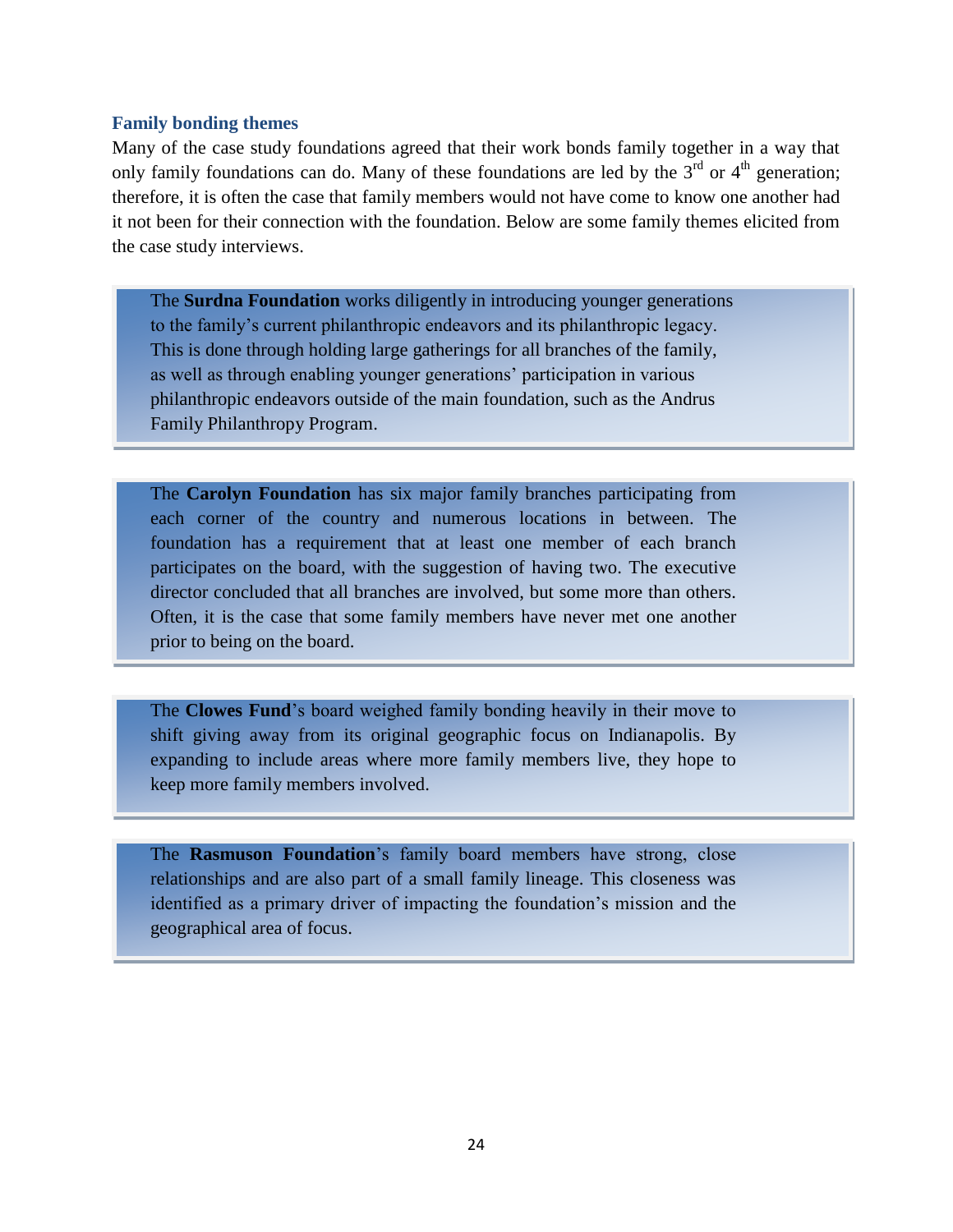### Family bonding themes

Many of the case study foundations agreed that their work bonds family together in a way that only family foundations can do. Many of these foundations are led by the 3rd or 4th generation; therefore, it is often the case that family members would not have come to know one another had it not been for their connection with the foundation. Below are some family themes elicited from the case study interviews.

> The **Surdna Foundation** works diligently in introducing younger generations to the family's current philanthropic endeavors and its philanthropic legacy. This is done through holding large gatherings for all branches of the family, as well as through enabling younger generations' participation in various philanthropic endeavors outside of the main foundation, such as the Andrus Family Philanthropy Program.

> The **Carolyn Foundation** has six major family branches participating from each corner of the country and numerous locations in between. The foundation has a requirement that at least one member of each branch participates on the board, with the suggestion of having two. The executive director concluded that all branches are involved, but some more than others. Often, it is the case that some family members have never met one another prior to being on the board.

> The **Clowes Fund**'s board weighed family bonding heavily in their move to shift giving away from its original geographic focus on Indianapolis. By expanding to include areas where more family members live, they hope to keep more family members involved.

> The **Rasmuson Foundation**'s family board members have strong, close relationships and are also part of a small family lineage. This closeness was identified as a primary driver of impacting the foundation's mission and the geographical area of focus.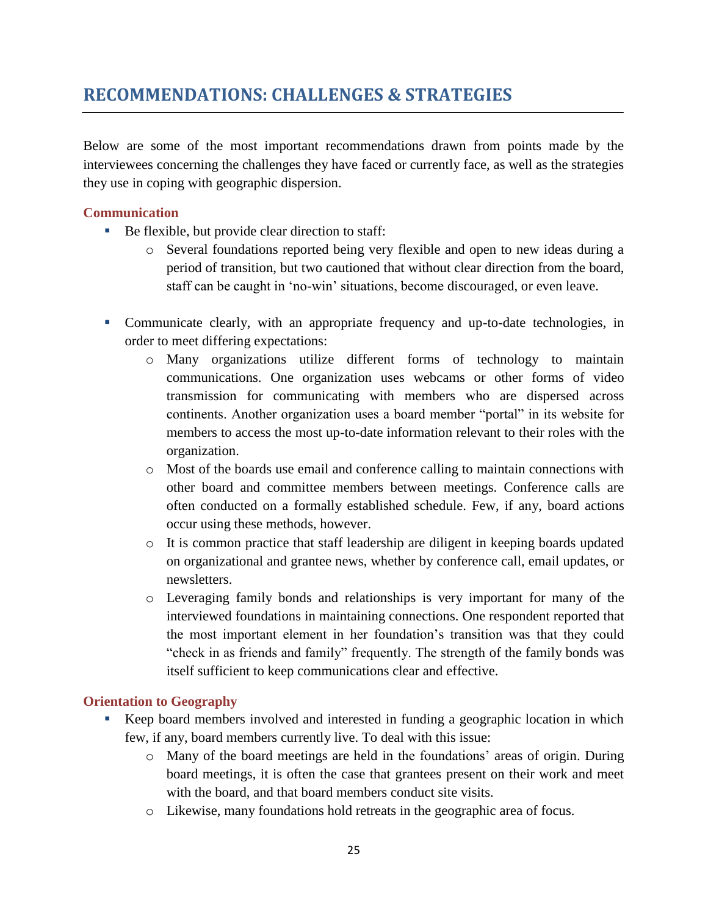## RECOMMENDATIONS: CHALLENGES & STRATEGIES

Below are some of the most important recommendations drawn from points made by the interviewees concerning the challenges they have faced or currently face, as well as the strategies they use in coping with geographic dispersion.

### Communication

- Be flexible, but provide clear direction to staff:
  - Several foundations reported being very flexible and open to new ideas during a period of transition, but two cautioned that without clear direction from the board, staff can be caught in 'no-win' situations, become discouraged, or even leave.

- Communicate clearly, with an appropriate frequency and up-to-date technologies, in order to meet differing expectations:
  - Many organizations utilize different forms of technology to maintain communications. One organization uses webcams or other forms of video transmission for communicating with members who are dispersed across continents. Another organization uses a board member "portal" in its website for members to access the most up-to-date information relevant to their roles with the organization.
  - Most of the boards use email and conference calling to maintain connections with other board and committee members between meetings. Conference calls are often conducted on a formally established schedule. Few, if any, board actions occur using these methods, however.
  - It is common practice that staff leadership are diligent in keeping boards updated on organizational and grantee news, whether by conference call, email updates, or newsletters.
  - Leveraging family bonds and relationships is very important for many of the interviewed foundations in maintaining connections. One respondent reported that the most important element in her foundation's transition was that they could "check in as friends and family" frequently. The strength of the family bonds was itself sufficient to keep communications clear and effective.

### Orientation to Geography

- Keep board members involved and interested in funding a geographic location in which few, if any, board members currently live. To deal with this issue:
  - Many of the board meetings are held in the foundations' areas of origin. During board meetings, it is often the case that grantees present on their work and meet with the board, and that board members conduct site visits.
  - Likewise, many foundations hold retreats in the geographic area of focus.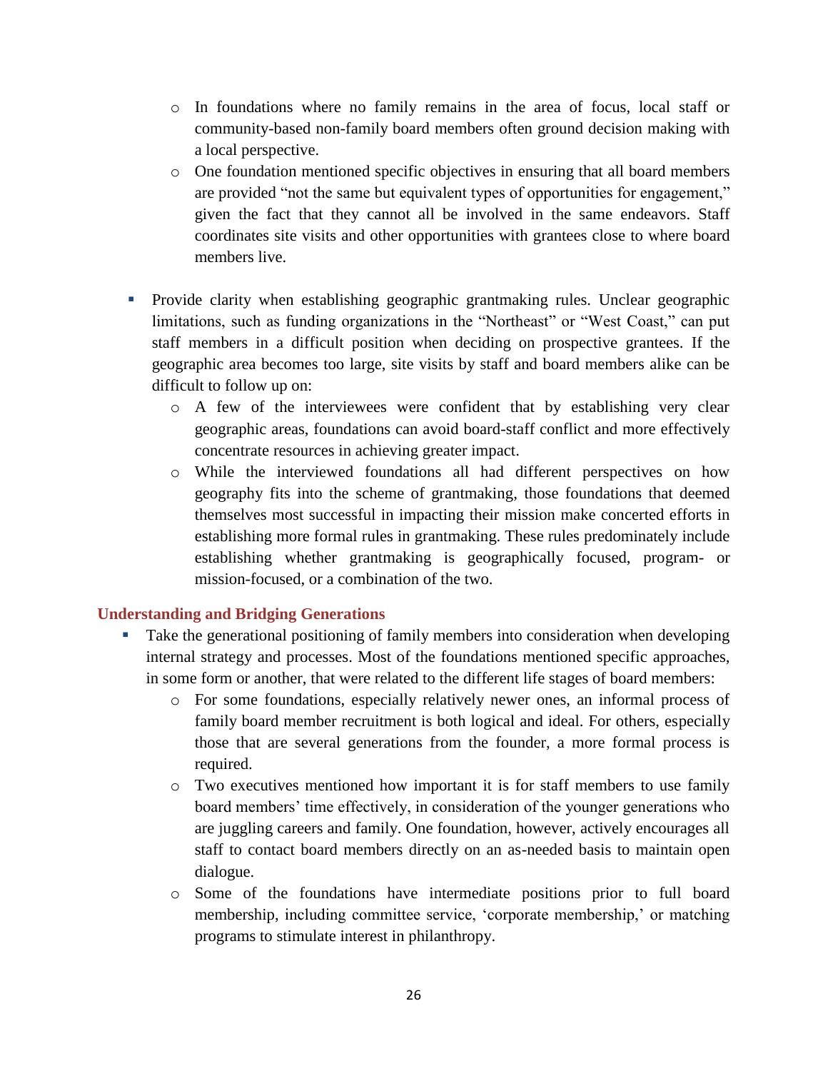- In foundations where no family remains in the area of focus, local staff or community-based non-family board members often ground decision making with a local perspective.
- One foundation mentioned specific objectives in ensuring that all board members are provided "not the same but equivalent types of opportunities for engagement," given the fact that they cannot all be involved in the same endeavors. Staff coordinates site visits and other opportunities with grantees close to where board members live.

- Provide clarity when establishing geographic grantmaking rules. Unclear geographic limitations, such as funding organizations in the "Northeast" or "West Coast," can put staff members in a difficult position when deciding on prospective grantees. If the geographic area becomes too large, site visits by staff and board members alike can be difficult to follow up on:
  - A few of the interviewees were confident that by establishing very clear geographic areas, foundations can avoid board-staff conflict and more effectively concentrate resources in achieving greater impact.
  - While the interviewed foundations all had different perspectives on how geography fits into the scheme of grantmaking, those foundations that deemed themselves most successful in impacting their mission make concerted efforts in establishing more formal rules in grantmaking. These rules predominately include establishing whether grantmaking is geographically focused, program- or mission-focused, or a combination of the two.

### Understanding and Bridging Generations

- Take the generational positioning of family members into consideration when developing internal strategy and processes. Most of the foundations mentioned specific approaches, in some form or another, that were related to the different life stages of board members:
  - For some foundations, especially relatively newer ones, an informal process of family board member recruitment is both logical and ideal. For others, especially those that are several generations from the founder, a more formal process is required.
  - Two executives mentioned how important it is for staff members to use family board members' time effectively, in consideration of the younger generations who are juggling careers and family. One foundation, however, actively encourages all staff to contact board members directly on an as-needed basis to maintain open dialogue.
  - Some of the foundations have intermediate positions prior to full board membership, including committee service, 'corporate membership,' or matching programs to stimulate interest in philanthropy.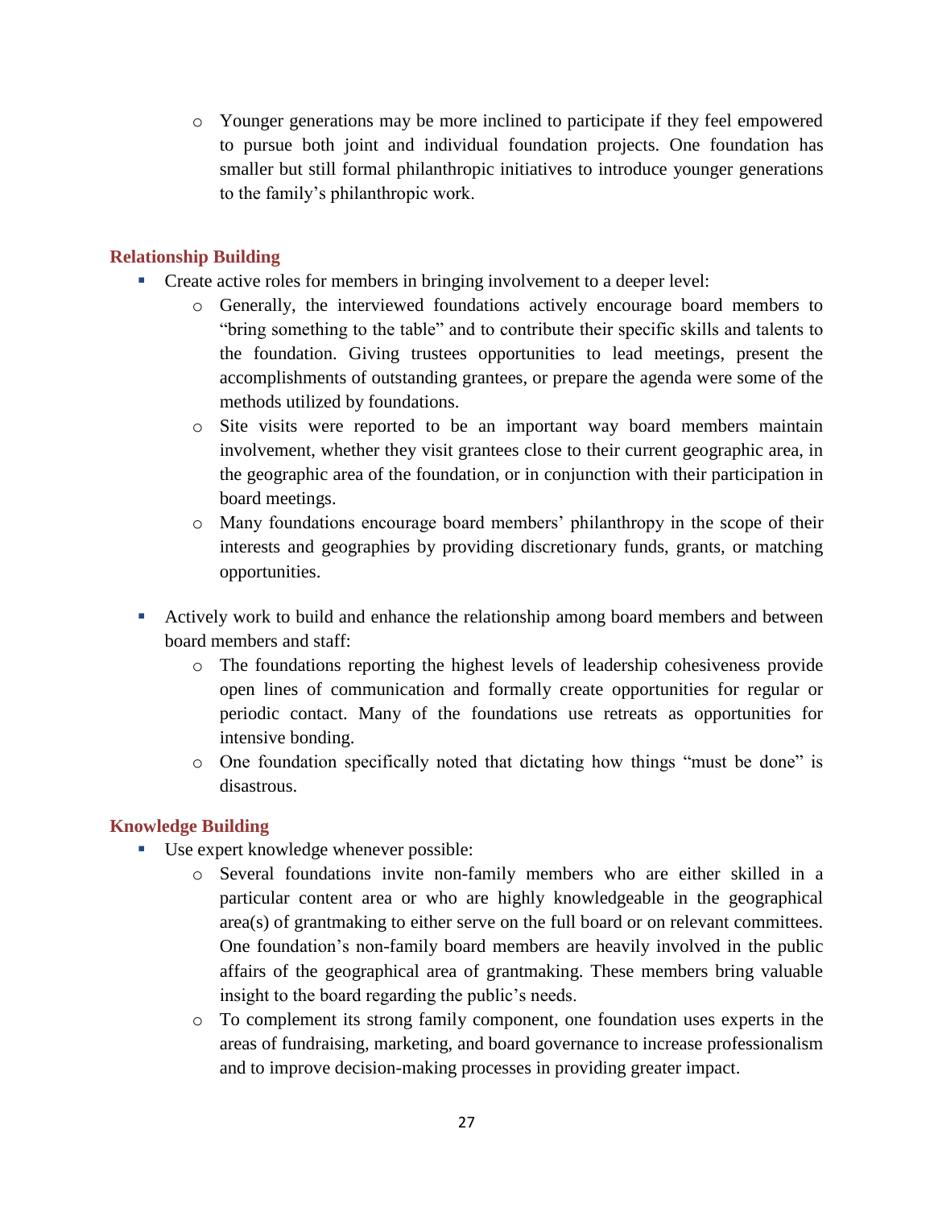- Younger generations may be more inclined to participate if they feel empowered to pursue both joint and individual foundation projects. One foundation has smaller but still formal philanthropic initiatives to introduce younger generations to the family's philanthropic work.

### Relationship Building

- Create active roles for members in bringing involvement to a deeper level:
    - Generally, the interviewed foundations actively encourage board members to "bring something to the table" and to contribute their specific skills and talents to the foundation. Giving trustees opportunities to lead meetings, present the accomplishments of outstanding grantees, or prepare the agenda were some of the methods utilized by foundations.
    - Site visits were reported to be an important way board members maintain involvement, whether they visit grantees close to their current geographic area, in the geographic area of the foundation, or in conjunction with their participation in board meetings.
    - Many foundations encourage board members' philanthropy in the scope of their interests and geographies by providing discretionary funds, grants, or matching opportunities.

- Actively work to build and enhance the relationship among board members and between board members and staff:
    - The foundations reporting the highest levels of leadership cohesiveness provide open lines of communication and formally create opportunities for regular or periodic contact. Many of the foundations use retreats as opportunities for intensive bonding.
    - One foundation specifically noted that dictating how things "must be done" is disastrous.

### Knowledge Building

- Use expert knowledge whenever possible:
    - Several foundations invite non-family members who are either skilled in a particular content area or who are highly knowledgeable in the geographical area(s) of grantmaking to either serve on the full board or on relevant committees. One foundation's non-family board members are heavily involved in the public affairs of the geographical area of grantmaking. These members bring valuable insight to the board regarding the public's needs.
    - To complement its strong family component, one foundation uses experts in the areas of fundraising, marketing, and board governance to increase professionalism and to improve decision-making processes in providing greater impact.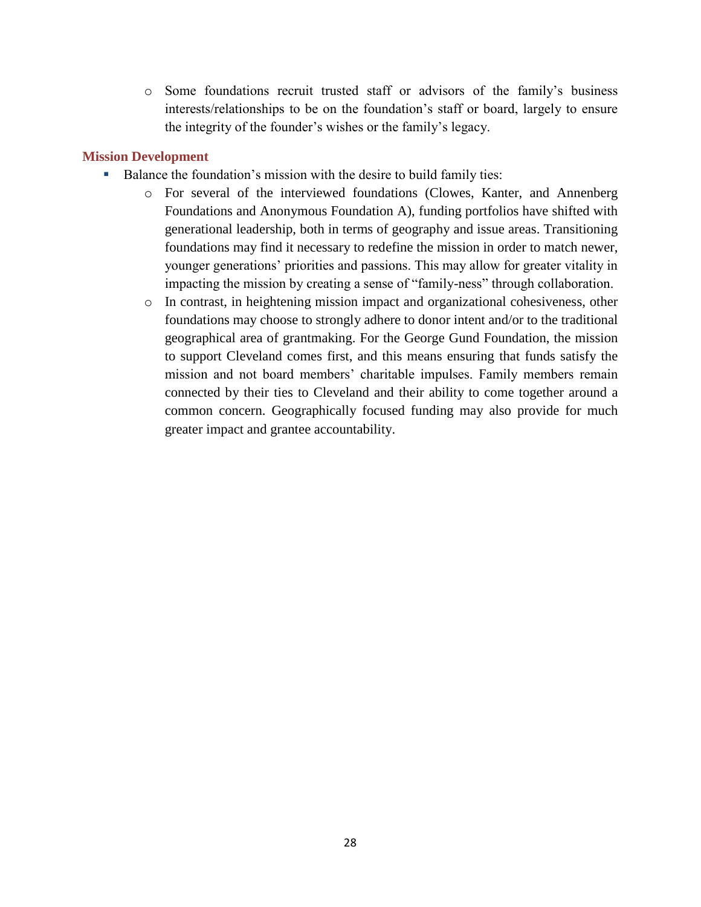- Some foundations recruit trusted staff or advisors of the family's business interests/relationships to be on the foundation's staff or board, largely to ensure the integrity of the founder's wishes or the family's legacy.

### Mission Development

- Balance the foundation's mission with the desire to build family ties:
    - For several of the interviewed foundations (Clowes, Kanter, and Annenberg Foundations and Anonymous Foundation A), funding portfolios have shifted with generational leadership, both in terms of geography and issue areas. Transitioning foundations may find it necessary to redefine the mission in order to match newer, younger generations' priorities and passions. This may allow for greater vitality in impacting the mission by creating a sense of "family-ness" through collaboration.
    - In contrast, in heightening mission impact and organizational cohesiveness, other foundations may choose to strongly adhere to donor intent and/or to the traditional geographical area of grantmaking. For the George Gund Foundation, the mission to support Cleveland comes first, and this means ensuring that funds satisfy the mission and not board members' charitable impulses. Family members remain connected by their ties to Cleveland and their ability to come together around a common concern. Geographically focused funding may also provide for much greater impact and grantee accountability.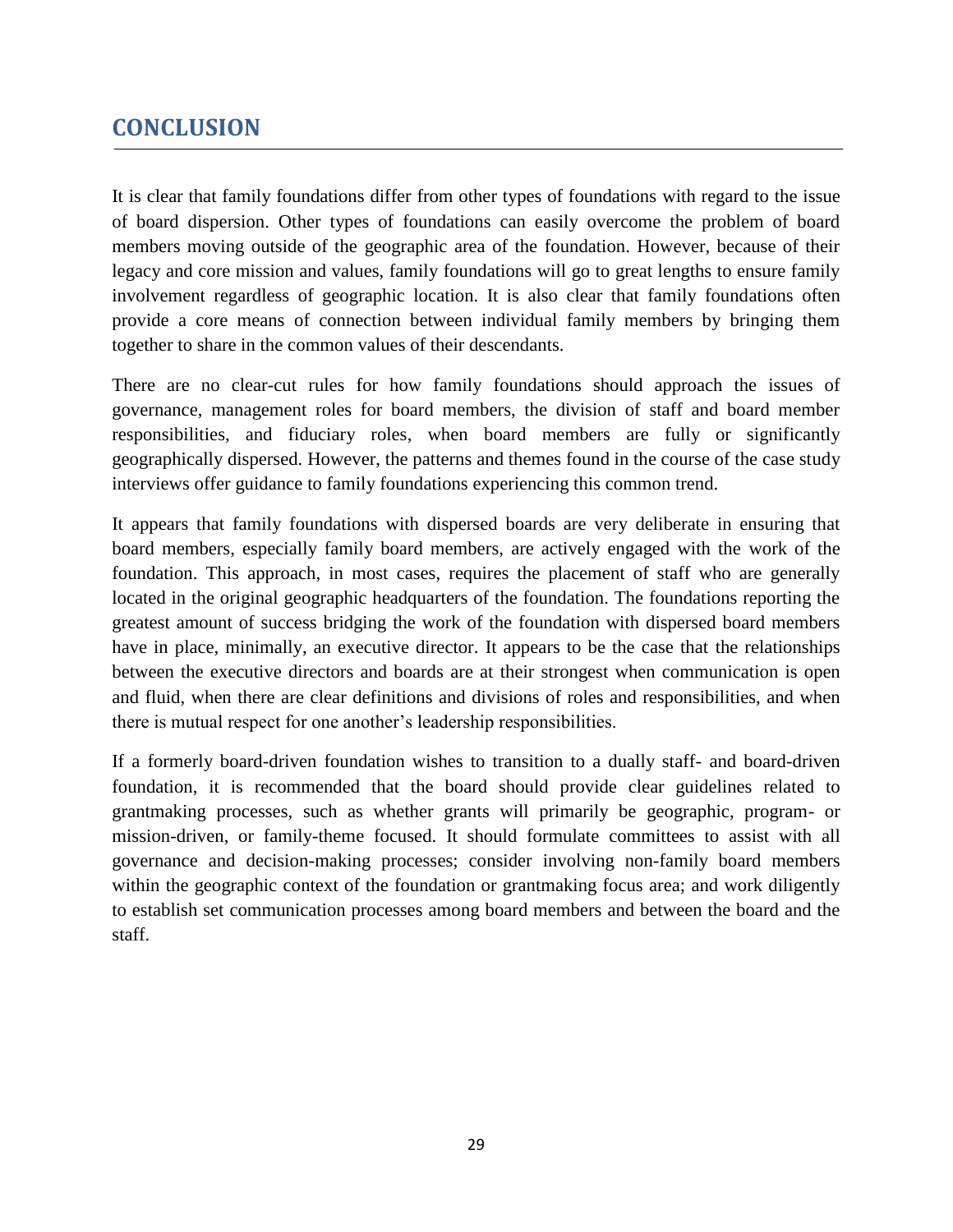## CONCLUSION

It is clear that family foundations differ from other types of foundations with regard to the issue of board dispersion. Other types of foundations can easily overcome the problem of board members moving outside of the geographic area of the foundation. However, because of their legacy and core mission and values, family foundations will go to great lengths to ensure family involvement regardless of geographic location. It is also clear that family foundations often provide a core means of connection between individual family members by bringing them together to share in the common values of their descendants.

There are no clear-cut rules for how family foundations should approach the issues of governance, management roles for board members, the division of staff and board member responsibilities, and fiduciary roles, when board members are fully or significantly geographically dispersed. However, the patterns and themes found in the course of the case study interviews offer guidance to family foundations experiencing this common trend.

It appears that family foundations with dispersed boards are very deliberate in ensuring that board members, especially family board members, are actively engaged with the work of the foundation. This approach, in most cases, requires the placement of staff who are generally located in the original geographic headquarters of the foundation. The foundations reporting the greatest amount of success bridging the work of the foundation with dispersed board members have in place, minimally, an executive director. It appears to be the case that the relationships between the executive directors and boards are at their strongest when communication is open and fluid, when there are clear definitions and divisions of roles and responsibilities, and when there is mutual respect for one another's leadership responsibilities.

If a formerly board-driven foundation wishes to transition to a dually staff- and board-driven foundation, it is recommended that the board should provide clear guidelines related to grantmaking processes, such as whether grants will primarily be geographic, program- or mission-driven, or family-theme focused. It should formulate committees to assist with all governance and decision-making processes; consider involving non-family board members within the geographic context of the foundation or grantmaking focus area; and work diligently to establish set communication processes among board members and between the board and the staff.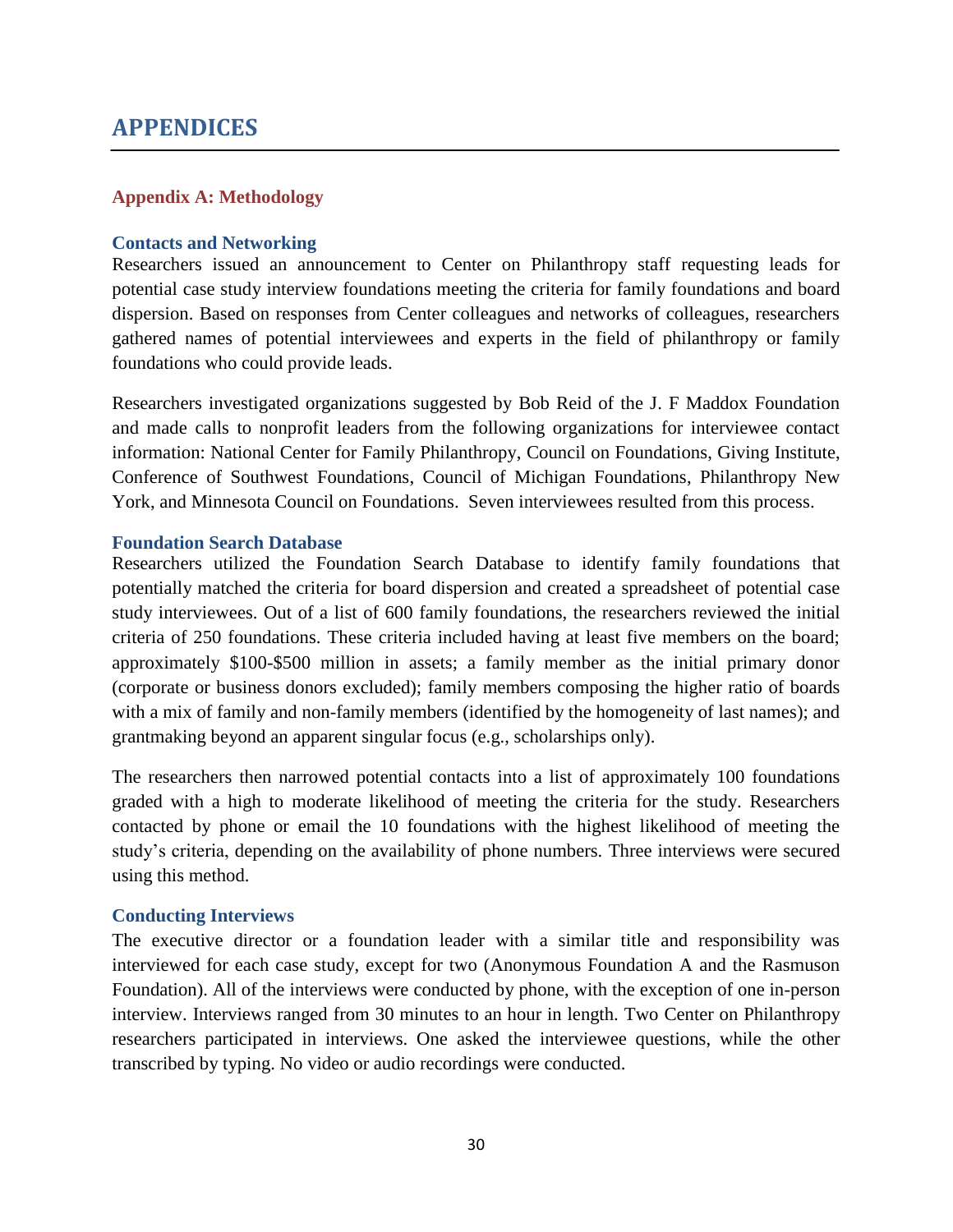# APPENDICES

## Appendix A: Methodology

### Contacts and Networking

Researchers issued an announcement to Center on Philanthropy staff requesting leads for potential case study interview foundations meeting the criteria for family foundations and board dispersion. Based on responses from Center colleagues and networks of colleagues, researchers gathered names of potential interviewees and experts in the field of philanthropy or family foundations who could provide leads.

Researchers investigated organizations suggested by Bob Reid of the J. F Maddox Foundation and made calls to nonprofit leaders from the following organizations for interviewee contact information: National Center for Family Philanthropy, Council on Foundations, Giving Institute, Conference of Southwest Foundations, Council of Michigan Foundations, Philanthropy New York, and Minnesota Council on Foundations. Seven interviewees resulted from this process.

### Foundation Search Database

Researchers utilized the Foundation Search Database to identify family foundations that potentially matched the criteria for board dispersion and created a spreadsheet of potential case study interviewees. Out of a list of 600 family foundations, the researchers reviewed the initial criteria of 250 foundations. These criteria included having at least five members on the board; approximately $100-$500 million in assets; a family member as the initial primary donor (corporate or business donors excluded); family members composing the higher ratio of boards with a mix of family and non-family members (identified by the homogeneity of last names); and grantmaking beyond an apparent singular focus (e.g., scholarships only).

The researchers then narrowed potential contacts into a list of approximately 100 foundations graded with a high to moderate likelihood of meeting the criteria for the study. Researchers contacted by phone or email the 10 foundations with the highest likelihood of meeting the study's criteria, depending on the availability of phone numbers. Three interviews were secured using this method.

### Conducting Interviews

The executive director or a foundation leader with a similar title and responsibility was interviewed for each case study, except for two (Anonymous Foundation A and the Rasmuson Foundation). All of the interviews were conducted by phone, with the exception of one in-person interview. Interviews ranged from 30 minutes to an hour in length. Two Center on Philanthropy researchers participated in interviews. One asked the interviewee questions, while the other transcribed by typing. No video or audio recordings were conducted.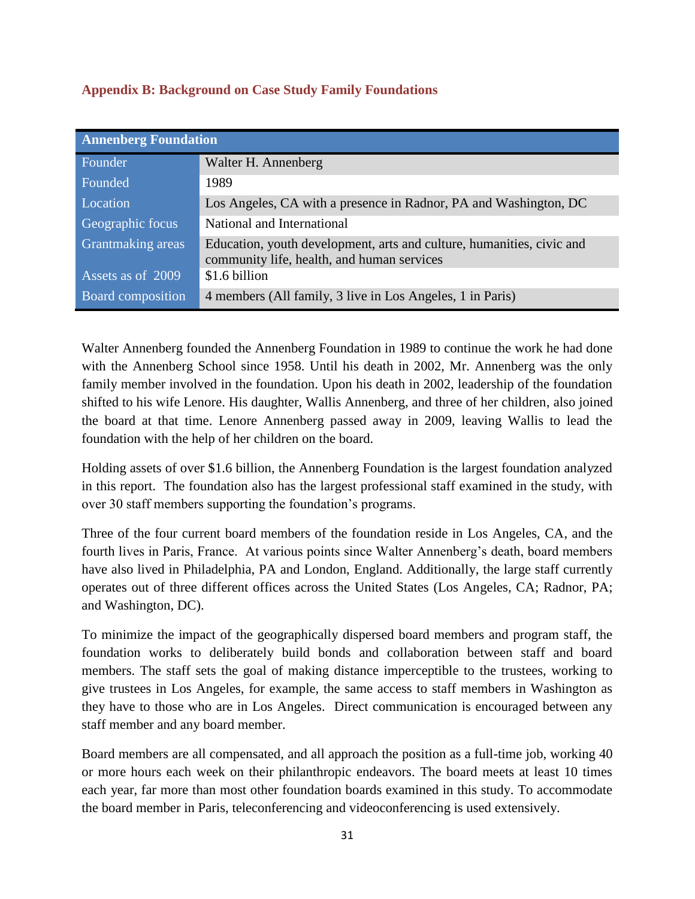## Appendix B: Background on Case Study Family Foundations

| Annenberg Foundation | |
|---|---|
| Founder | Walter H. Annenberg |
| Founded | 1989 |
| Location | Los Angeles, CA with a presence in Radnor, PA and Washington, DC |
| Geographic focus | National and International |
| Grantmaking areas | Education, youth development, arts and culture, humanities, civic and community life, health, and human services |
| Assets as of 2009 | $1.6 billion |
| Board composition | 4 members (All family, 3 live in Los Angeles, 1 in Paris) |

Walter Annenberg founded the Annenberg Foundation in 1989 to continue the work he had done with the Annenberg School since 1958. Until his death in 2002, Mr. Annenberg was the only family member involved in the foundation. Upon his death in 2002, leadership of the foundation shifted to his wife Lenore. His daughter, Wallis Annenberg, and three of her children, also joined the board at that time. Lenore Annenberg passed away in 2009, leaving Wallis to lead the foundation with the help of her children on the board.

Holding assets of over $1.6 billion, the Annenberg Foundation is the largest foundation analyzed in this report. The foundation also has the largest professional staff examined in the study, with over 30 staff members supporting the foundation's programs.

Three of the four current board members of the foundation reside in Los Angeles, CA, and the fourth lives in Paris, France. At various points since Walter Annenberg's death, board members have also lived in Philadelphia, PA and London, England. Additionally, the large staff currently operates out of three different offices across the United States (Los Angeles, CA; Radnor, PA; and Washington, DC).

To minimize the impact of the geographically dispersed board members and program staff, the foundation works to deliberately build bonds and collaboration between staff and board members. The staff sets the goal of making distance imperceptible to the trustees, working to give trustees in Los Angeles, for example, the same access to staff members in Washington as they have to those who are in Los Angeles. Direct communication is encouraged between any staff member and any board member.

Board members are all compensated, and all approach the position as a full-time job, working 40 or more hours each week on their philanthropic endeavors. The board meets at least 10 times each year, far more than most other foundation boards examined in this study. To accommodate the board member in Paris, teleconferencing and videoconferencing is used extensively.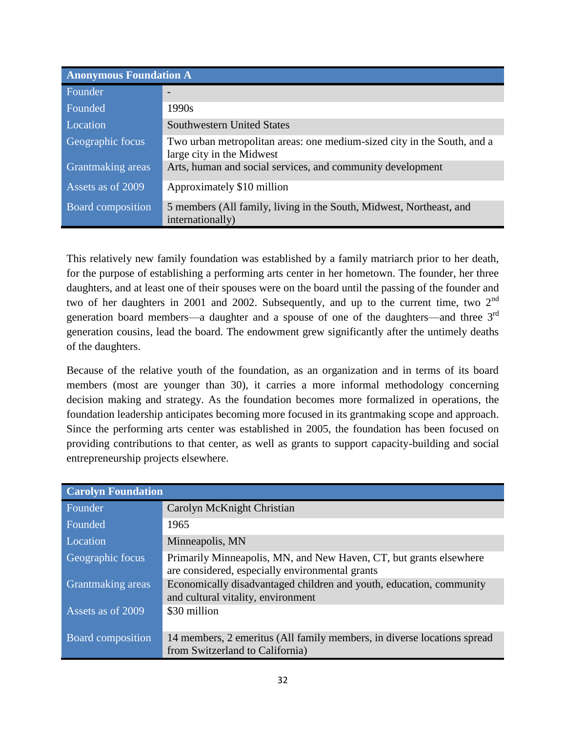| Anonymous Foundation A | |
|---|---|
| Founder | - |
| Founded | 1990s |
| Location | Southwestern United States |
| Geographic focus | Two urban metropolitan areas: one medium-sized city in the South, and a large city in the Midwest |
| Grantmaking areas | Arts, human and social services, and community development |
| Assets as of 2009 | Approximately $10 million |
| Board composition | 5 members (All family, living in the South, Midwest, Northeast, and internationally) |

This relatively new family foundation was established by a family matriarch prior to her death, for the purpose of establishing a performing arts center in her hometown. The founder, her three daughters, and at least one of their spouses were on the board until the passing of the founder and two of her daughters in 2001 and 2002. Subsequently, and up to the current time, two 2nd generation board members—a daughter and a spouse of one of the daughters—and three 3rd generation cousins, lead the board. The endowment grew significantly after the untimely deaths of the daughters.

Because of the relative youth of the foundation, as an organization and in terms of its board members (most are younger than 30), it carries a more informal methodology concerning decision making and strategy. As the foundation becomes more formalized in operations, the foundation leadership anticipates becoming more focused in its grantmaking scope and approach. Since the performing arts center was established in 2005, the foundation has been focused on providing contributions to that center, as well as grants to support capacity-building and social entrepreneurship projects elsewhere.

| Carolyn Foundation | |
|---|---|
| Founder | Carolyn McKnight Christian |
| Founded | 1965 |
| Location | Minneapolis, MN |
| Geographic focus | Primarily Minneapolis, MN, and New Haven, CT, but grants elsewhere are considered, especially environmental grants |
| Grantmaking areas | Economically disadvantaged children and youth, education, community and cultural vitality, environment |
| Assets as of 2009 | $30 million |
| Board composition | 14 members, 2 emeritus (All family members, in diverse locations spread from Switzerland to California) |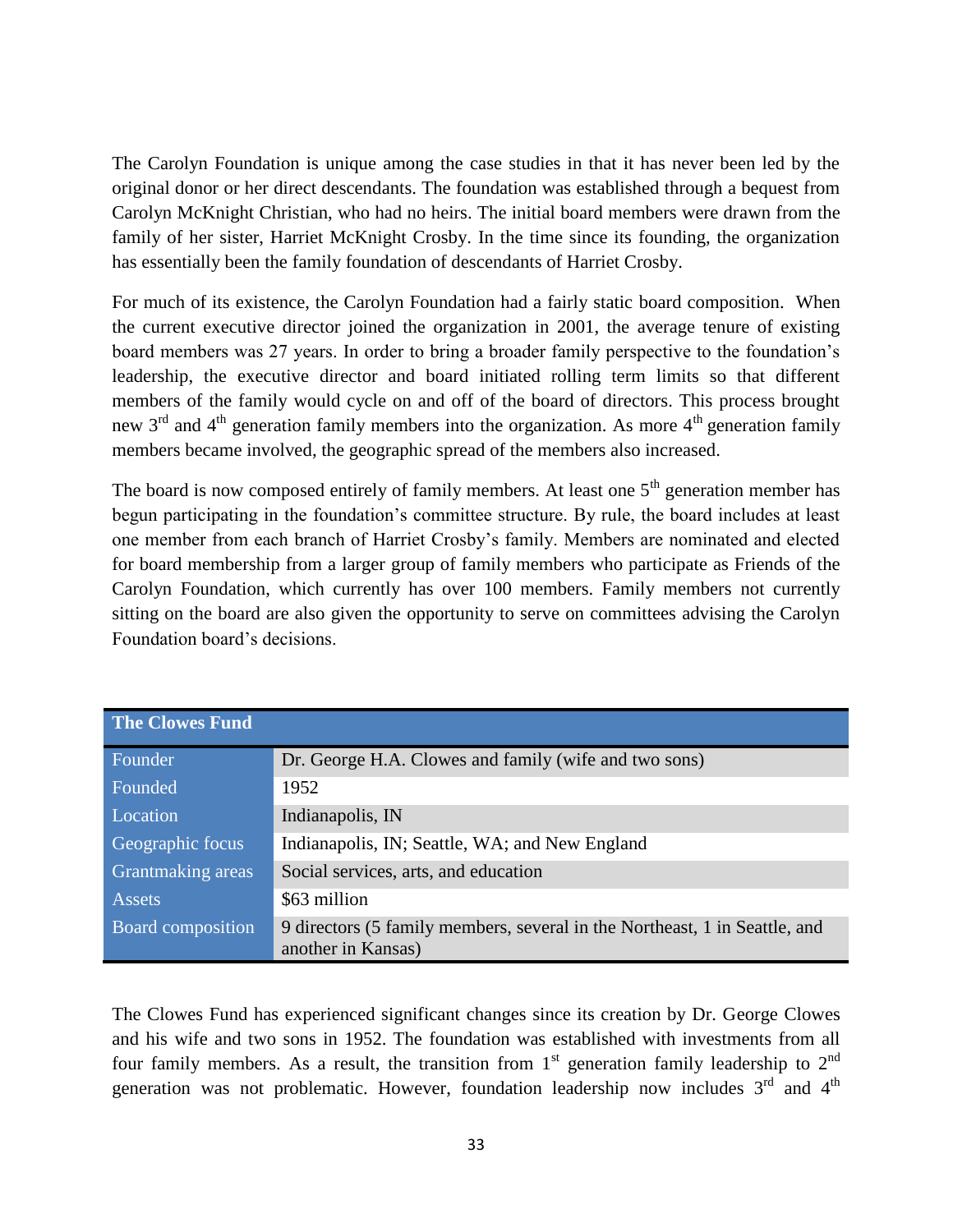The Carolyn Foundation is unique among the case studies in that it has never been led by the original donor or her direct descendants. The foundation was established through a bequest from Carolyn McKnight Christian, who had no heirs. The initial board members were drawn from the family of her sister, Harriet McKnight Crosby. In the time since its founding, the organization has essentially been the family foundation of descendants of Harriet Crosby.

For much of its existence, the Carolyn Foundation had a fairly static board composition. When the current executive director joined the organization in 2001, the average tenure of existing board members was 27 years. In order to bring a broader family perspective to the foundation's leadership, the executive director and board initiated rolling term limits so that different members of the family would cycle on and off of the board of directors. This process brought new 3rd and 4th generation family members into the organization. As more 4th generation family members became involved, the geographic spread of the members also increased.

The board is now composed entirely of family members. At least one 5th generation member has begun participating in the foundation's committee structure. By rule, the board includes at least one member from each branch of Harriet Crosby's family. Members are nominated and elected for board membership from a larger group of family members who participate as Friends of the Carolyn Foundation, which currently has over 100 members. Family members not currently sitting on the board are also given the opportunity to serve on committees advising the Carolyn Foundation board's decisions.

| **The Clowes Fund** | |
|---|---|
| Founder | Dr. George H.A. Clowes and family (wife and two sons) |
| Founded | 1952 |
| Location | Indianapolis, IN |
| Geographic focus | Indianapolis, IN; Seattle, WA; and New England |
| Grantmaking areas | Social services, arts, and education |
| Assets | $63 million |
| Board composition | 9 directors (5 family members, several in the Northeast, 1 in Seattle, and another in Kansas) |

The Clowes Fund has experienced significant changes since its creation by Dr. George Clowes and his wife and two sons in 1952. The foundation was established with investments from all four family members. As a result, the transition from 1st generation family leadership to 2nd generation was not problematic. However, foundation leadership now includes 3rd and 4th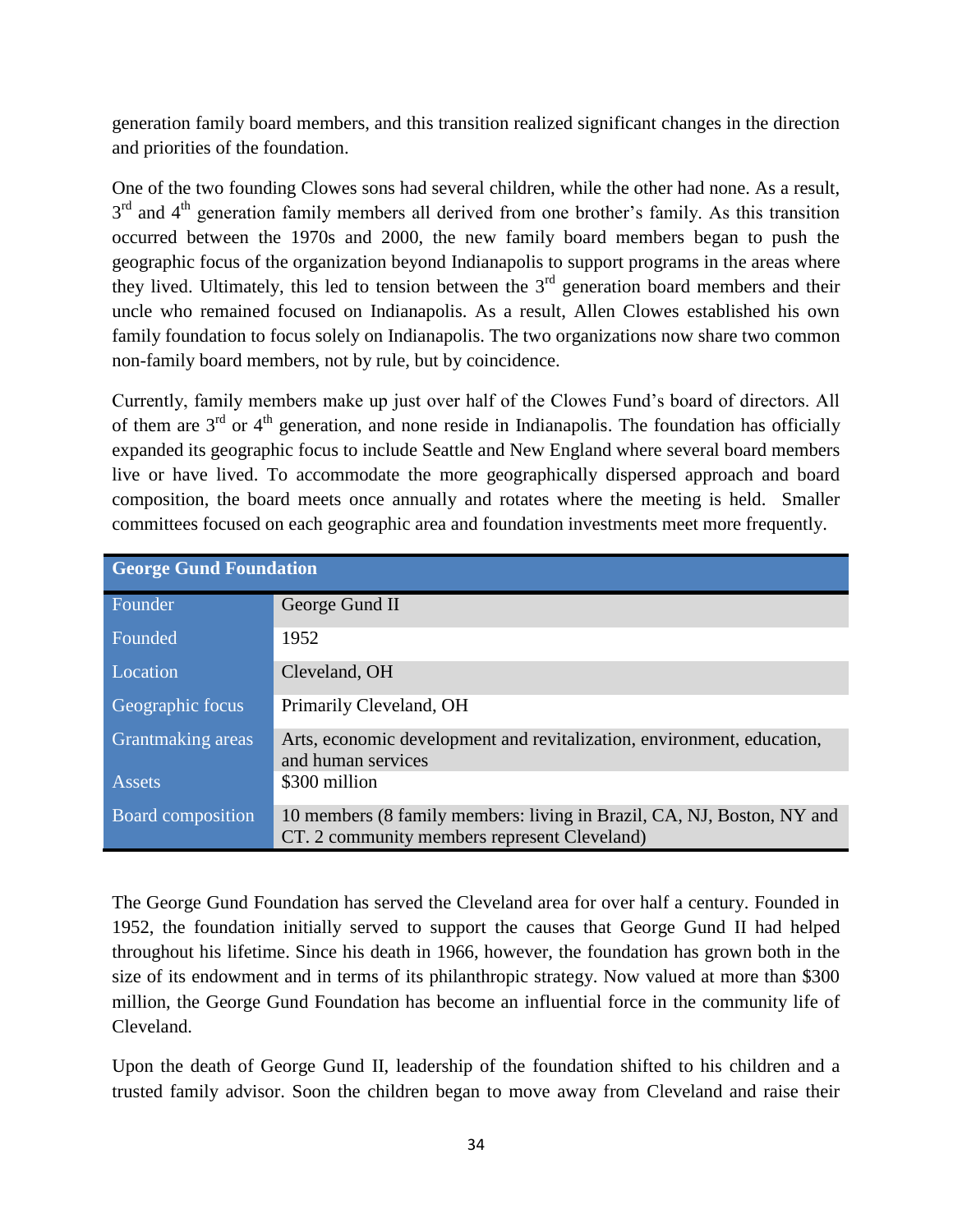generation family board members, and this transition realized significant changes in the direction and priorities of the foundation.

One of the two founding Clowes sons had several children, while the other had none. As a result, 3rd and 4th generation family members all derived from one brother's family. As this transition occurred between the 1970s and 2000, the new family board members began to push the geographic focus of the organization beyond Indianapolis to support programs in the areas where they lived. Ultimately, this led to tension between the 3rd generation board members and their uncle who remained focused on Indianapolis. As a result, Allen Clowes established his own family foundation to focus solely on Indianapolis. The two organizations now share two common non-family board members, not by rule, but by coincidence.

Currently, family members make up just over half of the Clowes Fund's board of directors. All of them are 3rd or 4th generation, and none reside in Indianapolis. The foundation has officially expanded its geographic focus to include Seattle and New England where several board members live or have lived. To accommodate the more geographically dispersed approach and board composition, the board meets once annually and rotates where the meeting is held. Smaller committees focused on each geographic area and foundation investments meet more frequently.

| George Gund Foundation | |
|---|---|
| Founder | George Gund II |
| Founded | 1952 |
| Location | Cleveland, OH |
| Geographic focus | Primarily Cleveland, OH |
| Grantmaking areas | Arts, economic development and revitalization, environment, education, and human services |
| Assets | $300 million |
| Board composition | 10 members (8 family members: living in Brazil, CA, NJ, Boston, NY and CT. 2 community members represent Cleveland) |

The George Gund Foundation has served the Cleveland area for over half a century. Founded in 1952, the foundation initially served to support the causes that George Gund II had helped throughout his lifetime. Since his death in 1966, however, the foundation has grown both in the size of its endowment and in terms of its philanthropic strategy. Now valued at more than $300 million, the George Gund Foundation has become an influential force in the community life of Cleveland.

Upon the death of George Gund II, leadership of the foundation shifted to his children and a trusted family advisor. Soon the children began to move away from Cleveland and raise their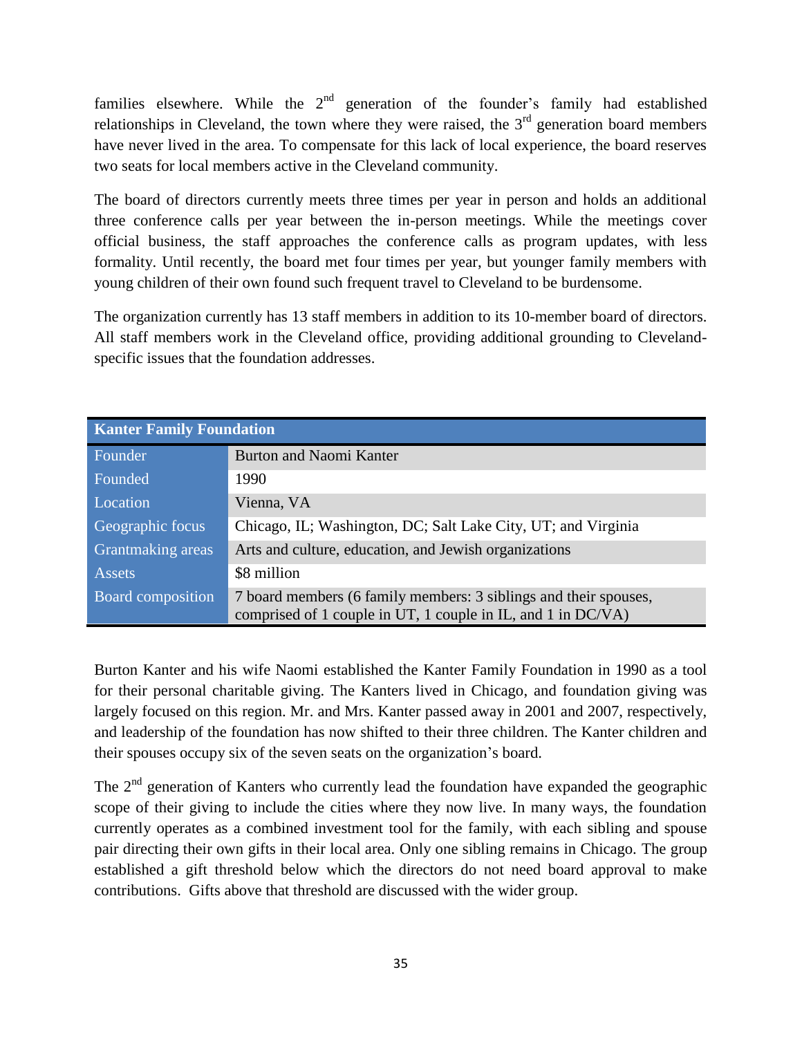families elsewhere. While the 2nd generation of the founder's family had established relationships in Cleveland, the town where they were raised, the 3rd generation board members have never lived in the area. To compensate for this lack of local experience, the board reserves two seats for local members active in the Cleveland community.

The board of directors currently meets three times per year in person and holds an additional three conference calls per year between the in-person meetings. While the meetings cover official business, the staff approaches the conference calls as program updates, with less formality. Until recently, the board met four times per year, but younger family members with young children of their own found such frequent travel to Cleveland to be burdensome.

The organization currently has 13 staff members in addition to its 10-member board of directors. All staff members work in the Cleveland office, providing additional grounding to Cleveland-specific issues that the foundation addresses.

| Kanter Family Foundation | |
|---|---|
| Founder | Burton and Naomi Kanter |
| Founded | 1990 |
| Location | Vienna, VA |
| Geographic focus | Chicago, IL; Washington, DC; Salt Lake City, UT; and Virginia |
| Grantmaking areas | Arts and culture, education, and Jewish organizations |
| Assets | $8 million |
| Board composition | 7 board members (6 family members: 3 siblings and their spouses, comprised of 1 couple in UT, 1 couple in IL, and 1 in DC/VA) |

Burton Kanter and his wife Naomi established the Kanter Family Foundation in 1990 as a tool for their personal charitable giving. The Kanters lived in Chicago, and foundation giving was largely focused on this region. Mr. and Mrs. Kanter passed away in 2001 and 2007, respectively, and leadership of the foundation has now shifted to their three children. The Kanter children and their spouses occupy six of the seven seats on the organization's board.

The 2nd generation of Kanters who currently lead the foundation have expanded the geographic scope of their giving to include the cities where they now live. In many ways, the foundation currently operates as a combined investment tool for the family, with each sibling and spouse pair directing their own gifts in their local area. Only one sibling remains in Chicago. The group established a gift threshold below which the directors do not need board approval to make contributions. Gifts above that threshold are discussed with the wider group.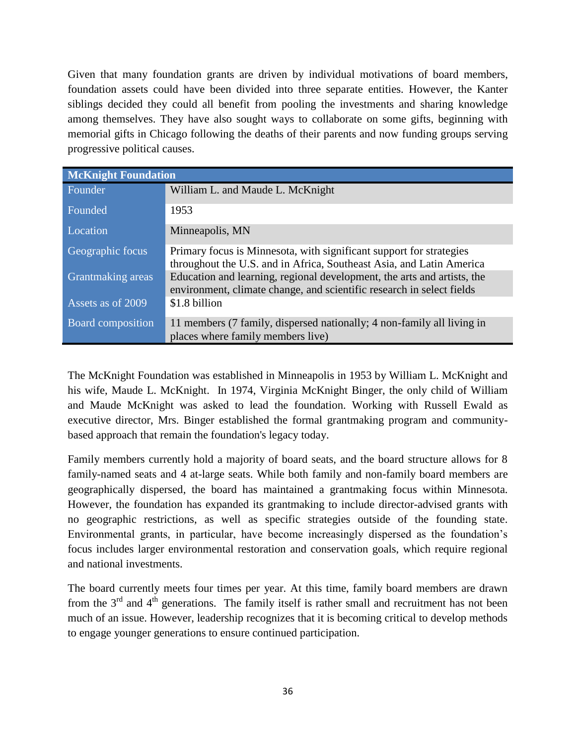Given that many foundation grants are driven by individual motivations of board members, foundation assets could have been divided into three separate entities. However, the Kanter siblings decided they could all benefit from pooling the investments and sharing knowledge among themselves. They have also sought ways to collaborate on some gifts, beginning with memorial gifts in Chicago following the deaths of their parents and now funding groups serving progressive political causes.

| McKnight Foundation | |
|---|---|
| Founder | William L. and Maude L. McKnight |
| Founded | 1953 |
| Location | Minneapolis, MN |
| Geographic focus | Primary focus is Minnesota, with significant support for strategies throughout the U.S. and in Africa, Southeast Asia, and Latin America |
| Grantmaking areas | Education and learning, regional development, the arts and artists, the environment, climate change, and scientific research in select fields |
| Assets as of 2009 | $1.8 billion |
| Board composition | 11 members (7 family, dispersed nationally; 4 non-family all living in places where family members live) |

The McKnight Foundation was established in Minneapolis in 1953 by William L. McKnight and his wife, Maude L. McKnight. In 1974, Virginia McKnight Binger, the only child of William and Maude McKnight was asked to lead the foundation. Working with Russell Ewald as executive director, Mrs. Binger established the formal grantmaking program and community-based approach that remain the foundation's legacy today.

Family members currently hold a majority of board seats, and the board structure allows for 8 family-named seats and 4 at-large seats. While both family and non-family board members are geographically dispersed, the board has maintained a grantmaking focus within Minnesota. However, the foundation has expanded its grantmaking to include director-advised grants with no geographic restrictions, as well as specific strategies outside of the founding state. Environmental grants, in particular, have become increasingly dispersed as the foundation's focus includes larger environmental restoration and conservation goals, which require regional and national investments.

The board currently meets four times per year. At this time, family board members are drawn from the 3rd and 4th generations. The family itself is rather small and recruitment has not been much of an issue. However, leadership recognizes that it is becoming critical to develop methods to engage younger generations to ensure continued participation.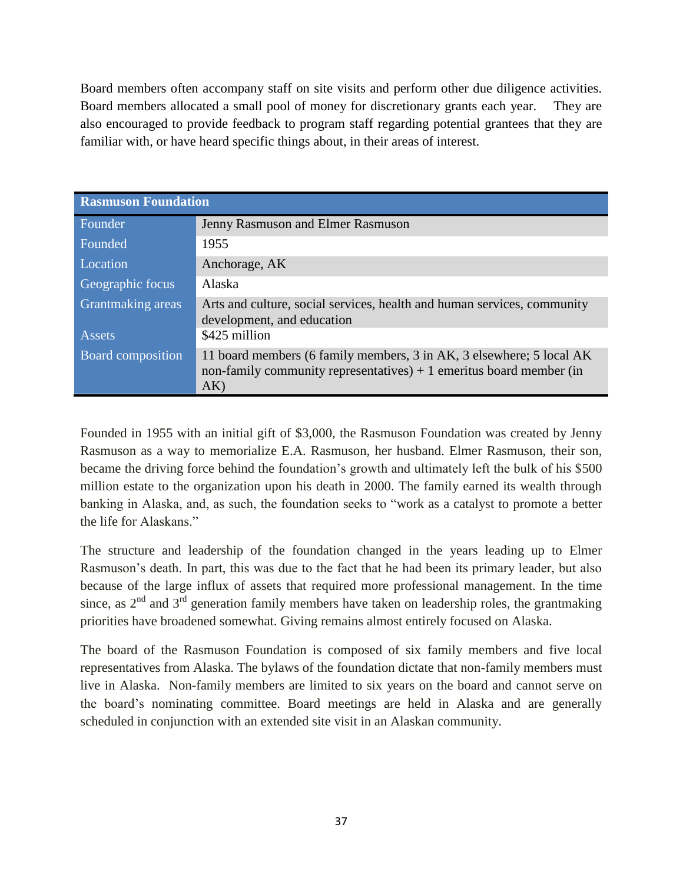Board members often accompany staff on site visits and perform other due diligence activities. Board members allocated a small pool of money for discretionary grants each year. They are also encouraged to provide feedback to program staff regarding potential grantees that they are familiar with, or have heard specific things about, in their areas of interest.

| **Rasmuson Foundation** | |
|---|---|
| Founder | Jenny Rasmuson and Elmer Rasmuson |
| Founded | 1955 |
| Location | Anchorage, AK |
| Geographic focus | Alaska |
| Grantmaking areas | Arts and culture, social services, health and human services, community development, and education |
| Assets | $425 million |
| Board composition | 11 board members (6 family members, 3 in AK, 3 elsewhere; 5 local AK non-family community representatives) + 1 emeritus board member (in AK) |

Founded in 1955 with an initial gift of $3,000, the Rasmuson Foundation was created by Jenny Rasmuson as a way to memorialize E.A. Rasmuson, her husband. Elmer Rasmuson, their son, became the driving force behind the foundation's growth and ultimately left the bulk of his $500 million estate to the organization upon his death in 2000. The family earned its wealth through banking in Alaska, and, as such, the foundation seeks to "work as a catalyst to promote a better the life for Alaskans."

The structure and leadership of the foundation changed in the years leading up to Elmer Rasmuson's death. In part, this was due to the fact that he had been its primary leader, but also because of the large influx of assets that required more professional management. In the time since, as 2nd and 3rd generation family members have taken on leadership roles, the grantmaking priorities have broadened somewhat. Giving remains almost entirely focused on Alaska.

The board of the Rasmuson Foundation is composed of six family members and five local representatives from Alaska. The bylaws of the foundation dictate that non-family members must live in Alaska. Non-family members are limited to six years on the board and cannot serve on the board's nominating committee. Board meetings are held in Alaska and are generally scheduled in conjunction with an extended site visit in an Alaskan community.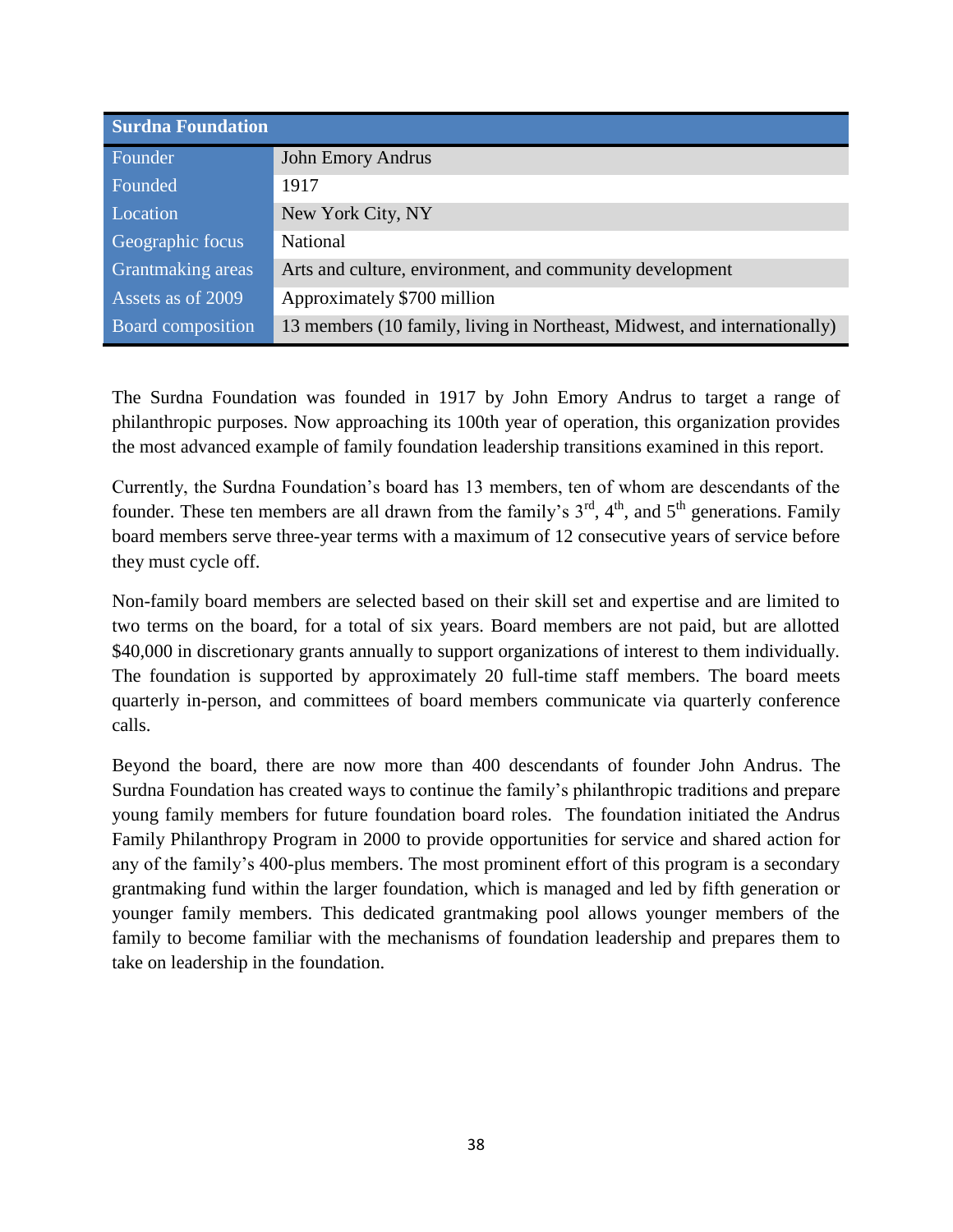| Surdna Foundation | |
|---|---|
| Founder | John Emory Andrus |
| Founded | 1917 |
| Location | New York City, NY |
| Geographic focus | National |
| Grantmaking areas | Arts and culture, environment, and community development |
| Assets as of 2009 | Approximately $700 million |
| Board composition | 13 members (10 family, living in Northeast, Midwest, and internationally) |

The Surdna Foundation was founded in 1917 by John Emory Andrus to target a range of philanthropic purposes. Now approaching its 100th year of operation, this organization provides the most advanced example of family foundation leadership transitions examined in this report.

Currently, the Surdna Foundation's board has 13 members, ten of whom are descendants of the founder. These ten members are all drawn from the family's 3rd, 4th, and 5th generations. Family board members serve three-year terms with a maximum of 12 consecutive years of service before they must cycle off.

Non-family board members are selected based on their skill set and expertise and are limited to two terms on the board, for a total of six years. Board members are not paid, but are allotted $40,000 in discretionary grants annually to support organizations of interest to them individually. The foundation is supported by approximately 20 full-time staff members. The board meets quarterly in-person, and committees of board members communicate via quarterly conference calls.

Beyond the board, there are now more than 400 descendants of founder John Andrus. The Surdna Foundation has created ways to continue the family's philanthropic traditions and prepare young family members for future foundation board roles. The foundation initiated the Andrus Family Philanthropy Program in 2000 to provide opportunities for service and shared action for any of the family's 400-plus members. The most prominent effort of this program is a secondary grantmaking fund within the larger foundation, which is managed and led by fifth generation or younger family members. This dedicated grantmaking pool allows younger members of the family to become familiar with the mechanisms of foundation leadership and prepares them to take on leadership in the foundation.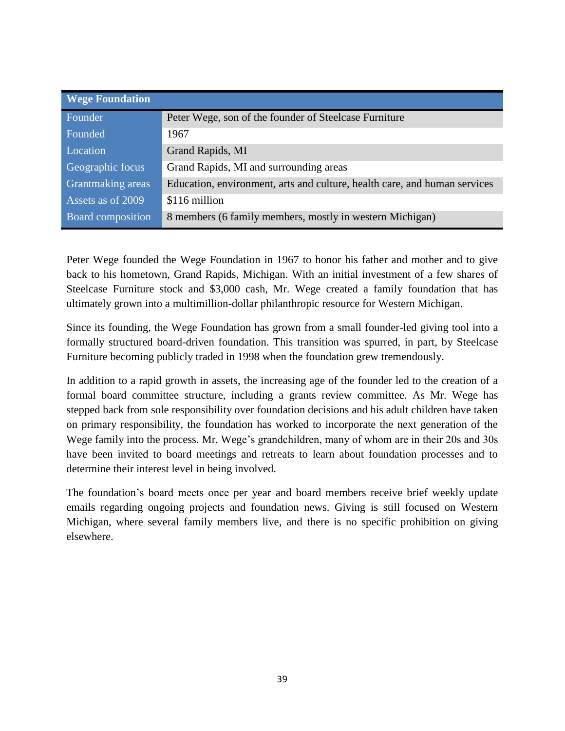| Wege Foundation | |
|---|---|
| Founder | Peter Wege, son of the founder of Steelcase Furniture |
| Founded | 1967 |
| Location | Grand Rapids, MI |
| Geographic focus | Grand Rapids, MI and surrounding areas |
| Grantmaking areas | Education, environment, arts and culture, health care, and human services |
| Assets as of 2009 | $116 million |
| Board composition | 8 members (6 family members, mostly in western Michigan) |

Peter Wege founded the Wege Foundation in 1967 to honor his father and mother and to give back to his hometown, Grand Rapids, Michigan. With an initial investment of a few shares of Steelcase Furniture stock and $3,000 cash, Mr. Wege created a family foundation that has ultimately grown into a multimillion-dollar philanthropic resource for Western Michigan.

Since its founding, the Wege Foundation has grown from a small founder-led giving tool into a formally structured board-driven foundation. This transition was spurred, in part, by Steelcase Furniture becoming publicly traded in 1998 when the foundation grew tremendously.

In addition to a rapid growth in assets, the increasing age of the founder led to the creation of a formal board committee structure, including a grants review committee. As Mr. Wege has stepped back from sole responsibility over foundation decisions and his adult children have taken on primary responsibility, the foundation has worked to incorporate the next generation of the Wege family into the process. Mr. Wege's grandchildren, many of whom are in their 20s and 30s have been invited to board meetings and retreats to learn about foundation processes and to determine their interest level in being involved.

The foundation's board meets once per year and board members receive brief weekly update emails regarding ongoing projects and foundation news. Giving is still focused on Western Michigan, where several family members live, and there is no specific prohibition on giving elsewhere.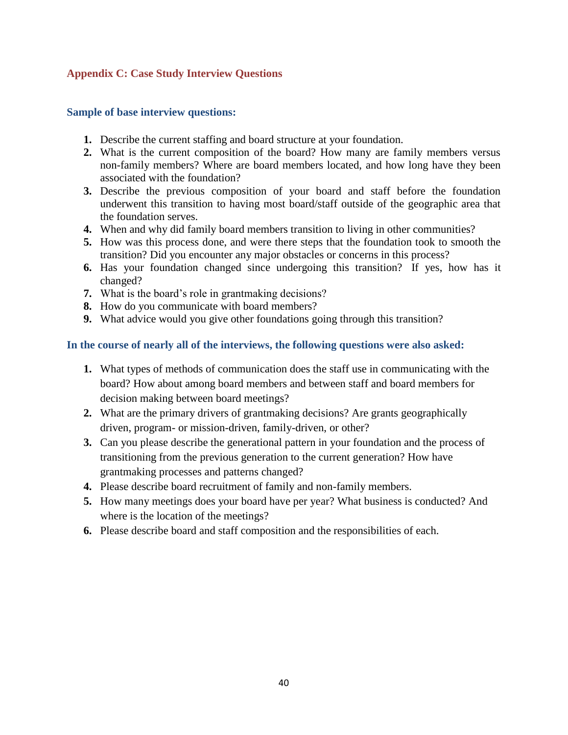## Appendix C: Case Study Interview Questions

### Sample of base interview questions:

1. Describe the current staffing and board structure at your foundation.
2. What is the current composition of the board? How many are family members versus non-family members? Where are board members located, and how long have they been associated with the foundation?
3. Describe the previous composition of your board and staff before the foundation underwent this transition to having most board/staff outside of the geographic area that the foundation serves.
4. When and why did family board members transition to living in other communities?
5. How was this process done, and were there steps that the foundation took to smooth the transition? Did you encounter any major obstacles or concerns in this process?
6. Has your foundation changed since undergoing this transition? If yes, how has it changed?
7. What is the board's role in grantmaking decisions?
8. How do you communicate with board members?
9. What advice would you give other foundations going through this transition?

### In the course of nearly all of the interviews, the following questions were also asked:

1. What types of methods of communication does the staff use in communicating with the board? How about among board members and between staff and board members for decision making between board meetings?
2. What are the primary drivers of grantmaking decisions? Are grants geographically driven, program- or mission-driven, family-driven, or other?
3. Can you please describe the generational pattern in your foundation and the process of transitioning from the previous generation to the current generation? How have grantmaking processes and patterns changed?
4. Please describe board recruitment of family and non-family members.
5. How many meetings does your board have per year? What business is conducted? And where is the location of the meetings?
6. Please describe board and staff composition and the responsibilities of each.